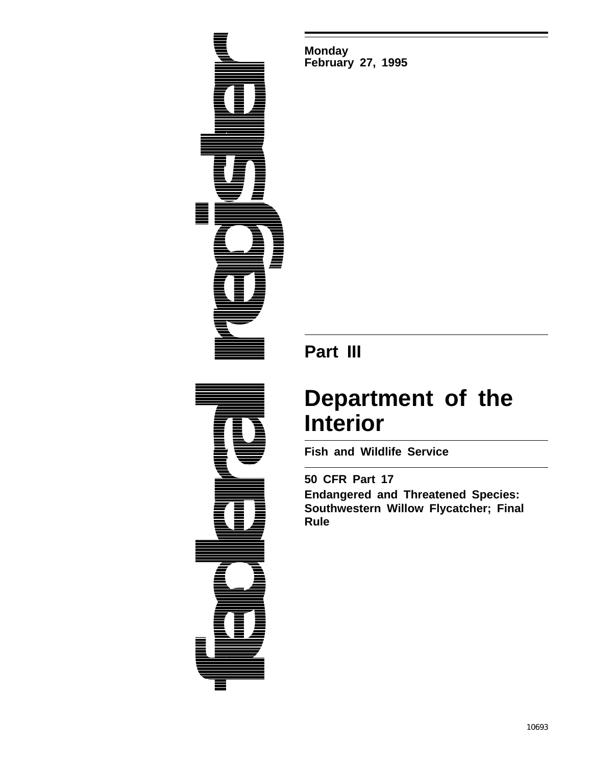**Monday**
**February 27, 1995**

## Part III

# Department of the Interior

## Fish and Wildlife Service

**50 CFR Part 17**

**Endangered and Threatened Species: Southwestern Willow Flycatcher; Final Rule**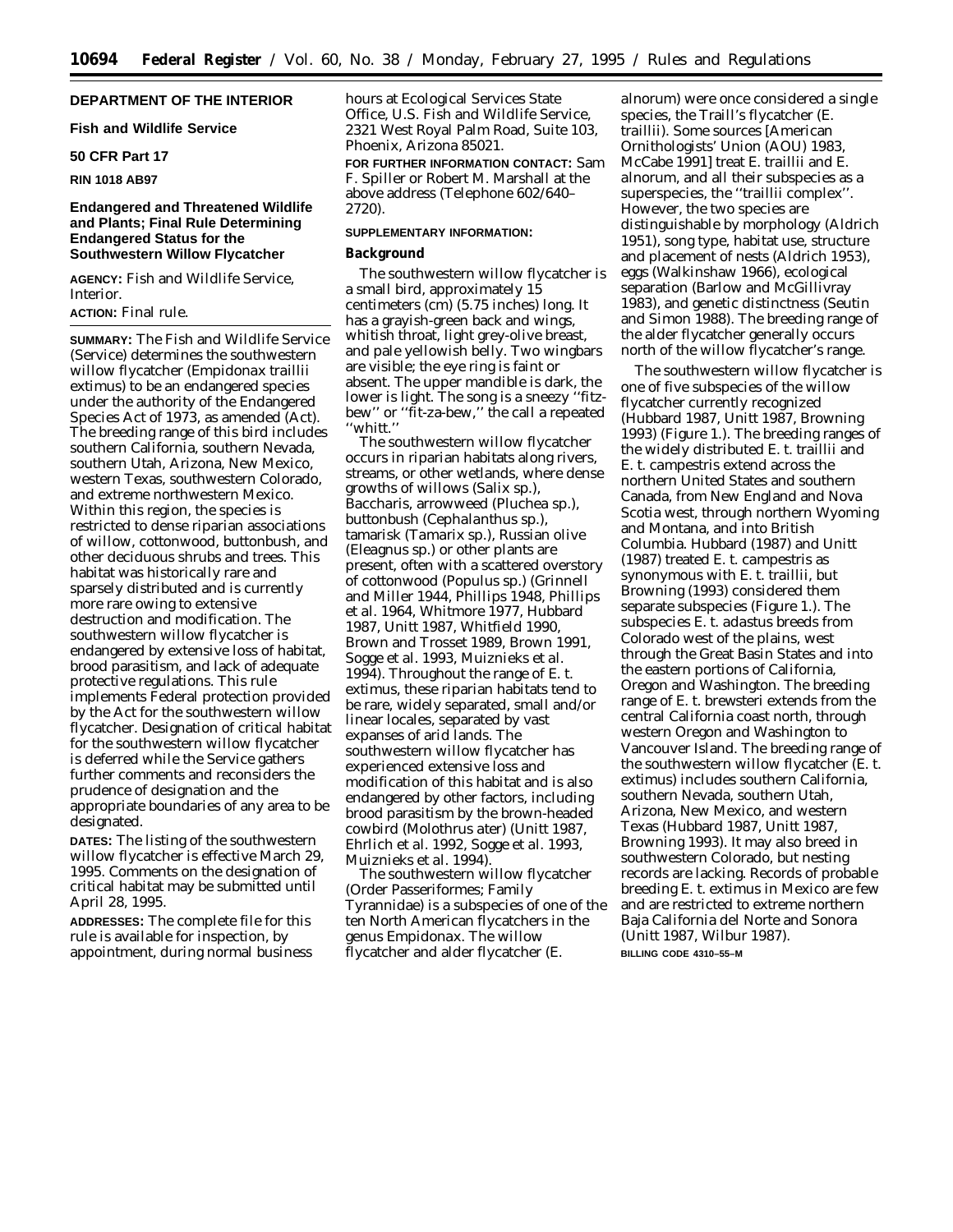**DEPARTMENT OF THE INTERIOR**

**Fish and Wildlife Service**

**50 CFR Part 17**

**RIN 1018 AB97**

## Endangered and Threatened Wildlife and Plants; Final Rule Determining Endangered Status for the Southwestern Willow Flycatcher

**AGENCY:** Fish and Wildlife Service, Interior.

**ACTION:** Final rule.

**SUMMARY:** The Fish and Wildlife Service (Service) determines the southwestern willow flycatcher (*Empidonax traillii extimus*) to be an endangered species under the authority of the Endangered Species Act of 1973, as amended (Act). The breeding range of this bird includes southern California, southern Nevada, southern Utah, Arizona, New Mexico, western Texas, southwestern Colorado, and extreme northwestern Mexico. Within this region, the species is restricted to dense riparian associations of willow, cottonwood, buttonbush, and other deciduous shrubs and trees. This habitat was historically rare and sparsely distributed and is currently more rare owing to extensive destruction and modification. The southwestern willow flycatcher is endangered by extensive loss of habitat, brood parasitism, and lack of adequate protective regulations. This rule implements Federal protection provided by the Act for the southwestern willow flycatcher. Designation of critical habitat for the southwestern willow flycatcher is deferred while the Service gathers further comments and reconsiders the prudence of designation and the appropriate boundaries of any area to be designated.

**DATES:** The listing of the southwestern willow flycatcher is effective March 29, 1995. Comments on the designation of critical habitat may be submitted until April 28, 1995.

**ADDRESSES:** The complete file for this rule is available for inspection, by appointment, during normal business hours at Ecological Services State Office, U.S. Fish and Wildlife Service, 2321 West Royal Palm Road, Suite 103, Phoenix, Arizona 85021.

**FOR FURTHER INFORMATION CONTACT:** Sam F. Spiller or Robert M. Marshall at the above address (Telephone 602/640–2720).

**SUPPLEMENTARY INFORMATION:**

### Background

The southwestern willow flycatcher is a small bird, approximately 15 centimeters (cm) (5.75 inches) long. It has a grayish-green back and wings, whitish throat, light grey-olive breast, and pale yellowish belly. Two wingbars are visible; the eye ring is faint or absent. The upper mandible is dark, the lower is light. The song is a sneezy ''fitz-bew'' or ''fit-za-bew,'' the call a repeated ''whitt.''

The southwestern willow flycatcher occurs in riparian habitats along rivers, streams, or other wetlands, where dense growths of willows (*Salix* sp.), *Baccharis*, arrowweed (*Pluchea* sp.), buttonbush (*Cephalanthus* sp.), tamarisk (*Tamarix* sp.), Russian olive (*Eleagnus* sp.) or other plants are present, often with a scattered overstory of cottonwood (*Populus* sp.) (Grinnell and Miller 1944, Phillips 1948, Phillips et al. 1964, Whitmore 1977, Hubbard 1987, Unitt 1987, Whitfield 1990, Brown and Trosset 1989, Brown 1991, Sogge et al. 1993, Muiznieks et al. 1994). Throughout the range of *E. t. extimus*, these riparian habitats tend to be rare, widely separated, small and/or linear locales, separated by vast expanses of arid lands. The southwestern willow flycatcher has experienced extensive loss and modification of this habitat and is also endangered by other factors, including brood parasitism by the brown-headed cowbird (*Molothrus ater*) (Unitt 1987, Ehrlich et al. 1992, Sogge et al. 1993, Muiznieks et al. 1994).

The southwestern willow flycatcher (Order Passeriformes; Family Tyrannidae) is a subspecies of one of the ten North American flycatchers in the genus *Empidonax*. The willow flycatcher and alder flycatcher (*E. alnorum*) were once considered a single species, the Traill's flycatcher (*E. traillii*). Some sources [American Ornithologists' Union (AOU) 1983, McCabe 1991] treat *E. traillii* and *E. alnorum*, and all their subspecies as a superspecies, the ''traillii complex''. However, the two species are distinguishable by morphology (Aldrich 1951), song type, habitat use, structure and placement of nests (Aldrich 1953), eggs (Walkinshaw 1966), ecological separation (Barlow and McGillivray 1983), and genetic distinctness (Seutin and Simon 1988). The breeding range of the alder flycatcher generally occurs north of the willow flycatcher's range.

The southwestern willow flycatcher is one of five subspecies of the willow flycatcher currently recognized (Hubbard 1987, Unitt 1987, Browning 1993) (Figure 1.). The breeding ranges of the widely distributed *E. t. traillii* and *E. t. campestris* extend across the northern United States and southern Canada, from New England and Nova Scotia west, through northern Wyoming and Montana, and into British Columbia. Hubbard (1987) and Unitt (1987) treated *E. t. campestris* as synonymous with *E. t. traillii*, but Browning (1993) considered them separate subspecies (Figure 1.). The subspecies *E. t. adastus* breeds from Colorado west of the plains, west through the Great Basin States and into the eastern portions of California, Oregon and Washington. The breeding range of *E. t. brewsteri* extends from the central California coast north, through western Oregon and Washington to Vancouver Island. The breeding range of the southwestern willow flycatcher (*E. t. extimus*) includes southern California, southern Nevada, southern Utah, Arizona, New Mexico, and western Texas (Hubbard 1987, Unitt 1987, Browning 1993). It may also breed in southwestern Colorado, but nesting records are lacking. Records of probable breeding *E. t. extimus* in Mexico are few and are restricted to extreme northern Baja California del Norte and Sonora (Unitt 1987, Wilbur 1987).

BILLING CODE 4310–55–M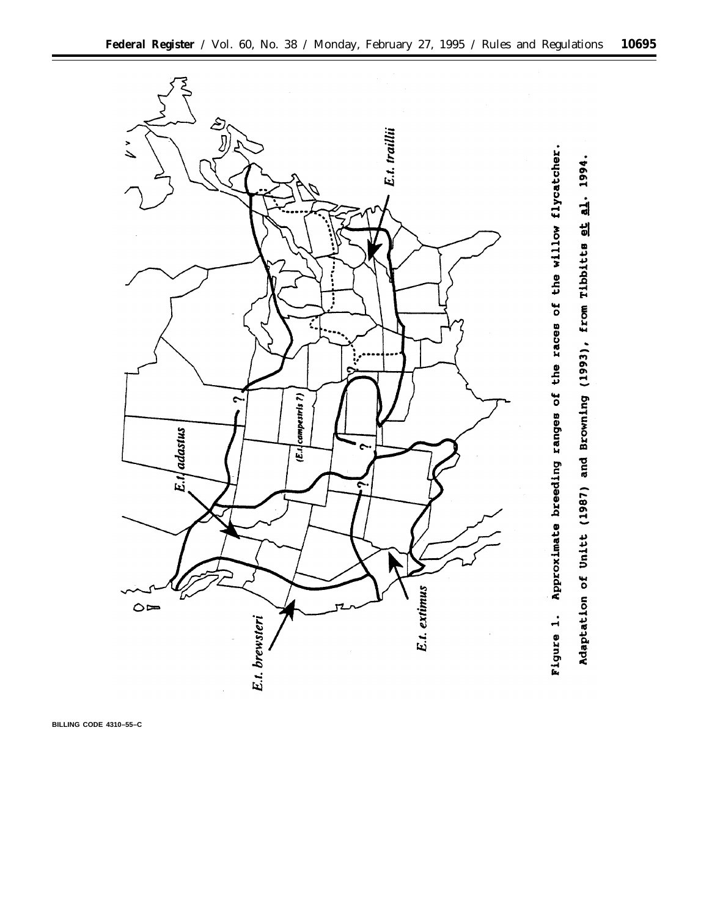Figure 1. Approximate breeding ranges of the races of the willow flycatcher. Adaptation of Unitt (1987) and Browning (1993), from Tibbitts et al. 1994.

BILLING CODE 4310–55–C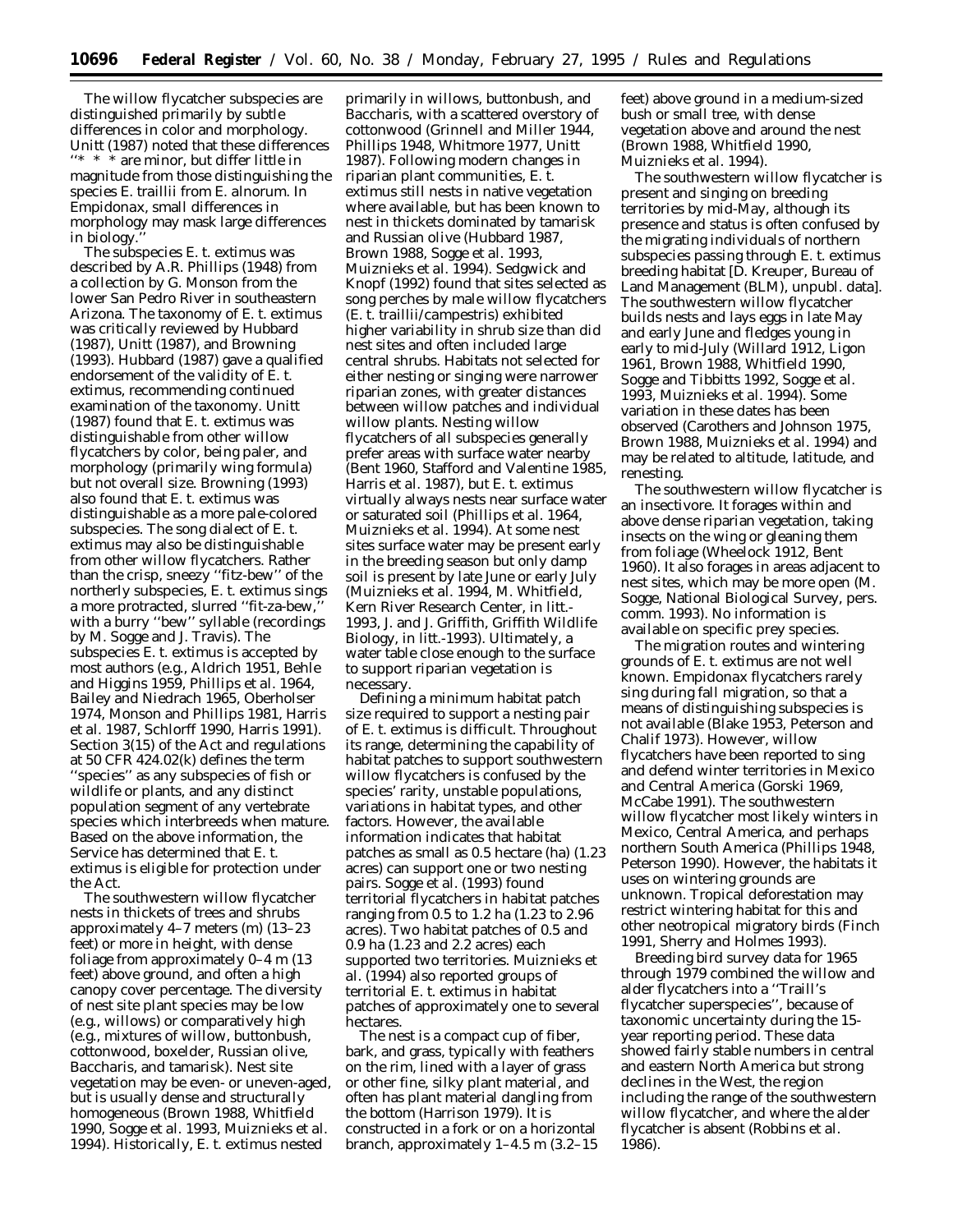The willow flycatcher subspecies are distinguished primarily by subtle differences in color and morphology. Unitt (1987) noted that these differences ''* * * are minor, but differ little in magnitude from those distinguishing the species *E. traillii* from *E. alnorum*. In *Empidonax*, small differences in morphology may mask large differences in biology.''

The subspecies *E. t. extimus* was described by A.R. Phillips (1948) from a collection by G. Monson from the lower San Pedro River in southeastern Arizona. The taxonomy of *E. t. extimus* was critically reviewed by Hubbard (1987), Unitt (1987), and Browning (1993). Hubbard (1987) gave a qualified endorsement of the validity of *E. t. extimus*, recommending continued examination of the taxonomy. Unitt (1987) found that *E. t. extimus* was distinguishable from other willow flycatchers by color, being paler, and morphology (primarily wing formula) but not overall size. Browning (1993) also found that *E. t. extimus* was distinguishable as a more pale-colored subspecies. The song dialect of *E. t. extimus* may also be distinguishable from other willow flycatchers. Rather than the crisp, sneezy ''fitz-bew'' of the northerly subspecies, *E. t. extimus* sings a more protracted, slurred ''fit-za-bew,'' with a burry ''bew'' syllable (recordings by M. Sogge and J. Travis). The subspecies *E. t. extimus* is accepted by most authors (e.g., Aldrich 1951, Behle and Higgins 1959, Phillips et al. 1964, Bailey and Niedrach 1965, Oberholser 1974, Monson and Phillips 1981, Harris et al. 1987, Schlorff 1990, Harris 1991). Section 3(15) of the Act and regulations at 50 CFR 424.02(k) defines the term ''species'' as any subspecies of fish or wildlife or plants, and any distinct population segment of any vertebrate species which interbreeds when mature. Based on the above information, the Service has determined that *E. t. extimus* is eligible for protection under the Act.

The southwestern willow flycatcher nests in thickets of trees and shrubs approximately 4–7 meters (m) (13–23 feet) or more in height, with dense foliage from approximately 0–4 m (13 feet) above ground, and often a high canopy cover percentage. The diversity of nest site plant species may be low (e.g., willows) or comparatively high (e.g., mixtures of willow, buttonbush, cottonwood, boxelder, Russian olive, Baccharis, and tamarisk). Nest site vegetation may be even- or uneven-aged, but is usually dense and structurally homogeneous (Brown 1988, Whitfield 1990, Sogge et al. 1993, Muiznieks et al. 1994). Historically, *E. t. extimus* nested primarily in willows, buttonbush, and Baccharis, with a scattered overstory of cottonwood (Grinnell and Miller 1944, Phillips 1948, Whitmore 1977, Unitt 1987). Following modern changes in riparian plant communities, *E. t. extimus* still nests in native vegetation where available, but has been known to nest in thickets dominated by tamarisk and Russian olive (Hubbard 1987, Brown 1988, Sogge et al. 1993, Muiznieks et al. 1994). Sedgwick and Knopf (1992) found that sites selected as song perches by male willow flycatchers (*E. t. traillii/campestris*) exhibited higher variability in shrub size than did nest sites and often included large central shrubs. Habitats not selected for either nesting or singing were narrower riparian zones, with greater distances between willow patches and individual willow plants. Nesting willow flycatchers of all subspecies generally prefer areas with surface water nearby (Bent 1960, Stafford and Valentine 1985, Harris et al. 1987), but *E. t. extimus* virtually always nests near surface water or saturated soil (Phillips et al. 1964, Muiznieks et al. 1994). At some nest sites surface water may be present early in the breeding season but only damp soil is present by late June or early July (Muiznieks et al. 1994, M. Whitfield, Kern River Research Center, in litt.-1993, J. and J. Griffith, Griffith Wildlife Biology, in litt.-1993). Ultimately, a water table close enough to the surface to support riparian vegetation is necessary.

Defining a minimum habitat patch size required to support a nesting pair of *E. t. extimus* is difficult. Throughout its range, determining the capability of habitat patches to support southwestern willow flycatchers is confused by the species' rarity, unstable populations, variations in habitat types, and other factors. However, the available information indicates that habitat patches as small as 0.5 hectare (ha) (1.23 acres) can support one or two nesting pairs. Sogge et al. (1993) found territorial flycatchers in habitat patches ranging from 0.5 to 1.2 ha (1.23 to 2.96 acres). Two habitat patches of 0.5 and 0.9 ha (1.23 and 2.2 acres) each supported two territories. Muiznieks et al. (1994) also reported groups of territorial *E. t. extimus* in habitat patches of approximately one to several hectares.

The nest is a compact cup of fiber, bark, and grass, typically with feathers on the rim, lined with a layer of grass or other fine, silky plant material, and often has plant material dangling from the bottom (Harrison 1979). It is constructed in a fork or on a horizontal branch, approximately 1–4.5 m (3.2–15 feet) above ground in a medium-sized bush or small tree, with dense vegetation above and around the nest (Brown 1988, Whitfield 1990, Muiznieks et al. 1994).

The southwestern willow flycatcher is present and singing on breeding territories by mid-May, although its presence and status is often confused by the migrating individuals of northern subspecies passing through *E. t. extimus* breeding habitat [D. Kreuper, Bureau of Land Management (BLM), unpubl. data]. The southwestern willow flycatcher builds nests and lays eggs in late May and early June and fledges young in early to mid-July (Willard 1912, Ligon 1961, Brown 1988, Whitfield 1990, Sogge and Tibbitts 1992, Sogge et al. 1993, Muiznieks et al. 1994). Some variation in these dates has been observed (Carothers and Johnson 1975, Brown 1988, Muiznieks et al. 1994) and may be related to altitude, latitude, and renesting.

The southwestern willow flycatcher is an insectivore. It forages within and above dense riparian vegetation, taking insects on the wing or gleaning them from foliage (Wheelock 1912, Bent 1960). It also forages in areas adjacent to nest sites, which may be more open (M. Sogge, National Biological Survey, pers. comm. 1993). No information is available on specific prey species.

The migration routes and wintering grounds of *E. t. extimus* are not well known. *Empidonax* flycatchers rarely sing during fall migration, so that a means of distinguishing subspecies is not available (Blake 1953, Peterson and Chalif 1973). However, willow flycatchers have been reported to sing and defend winter territories in Mexico and Central America (Gorski 1969, McCabe 1991). The southwestern willow flycatcher most likely winters in Mexico, Central America, and perhaps northern South America (Phillips 1948, Peterson 1990). However, the habitats it uses on wintering grounds are unknown. Tropical deforestation may restrict wintering habitat for this and other neotropical migratory birds (Finch 1991, Sherry and Holmes 1993).

Breeding bird survey data for 1965 through 1979 combined the willow and alder flycatchers into a ''Traill's flycatcher superspecies'', because of taxonomic uncertainty during the 15-year reporting period. These data showed fairly stable numbers in central and eastern North America but strong declines in the West, the region including the range of the southwestern willow flycatcher, and where the alder flycatcher is absent (Robbins et al. 1986).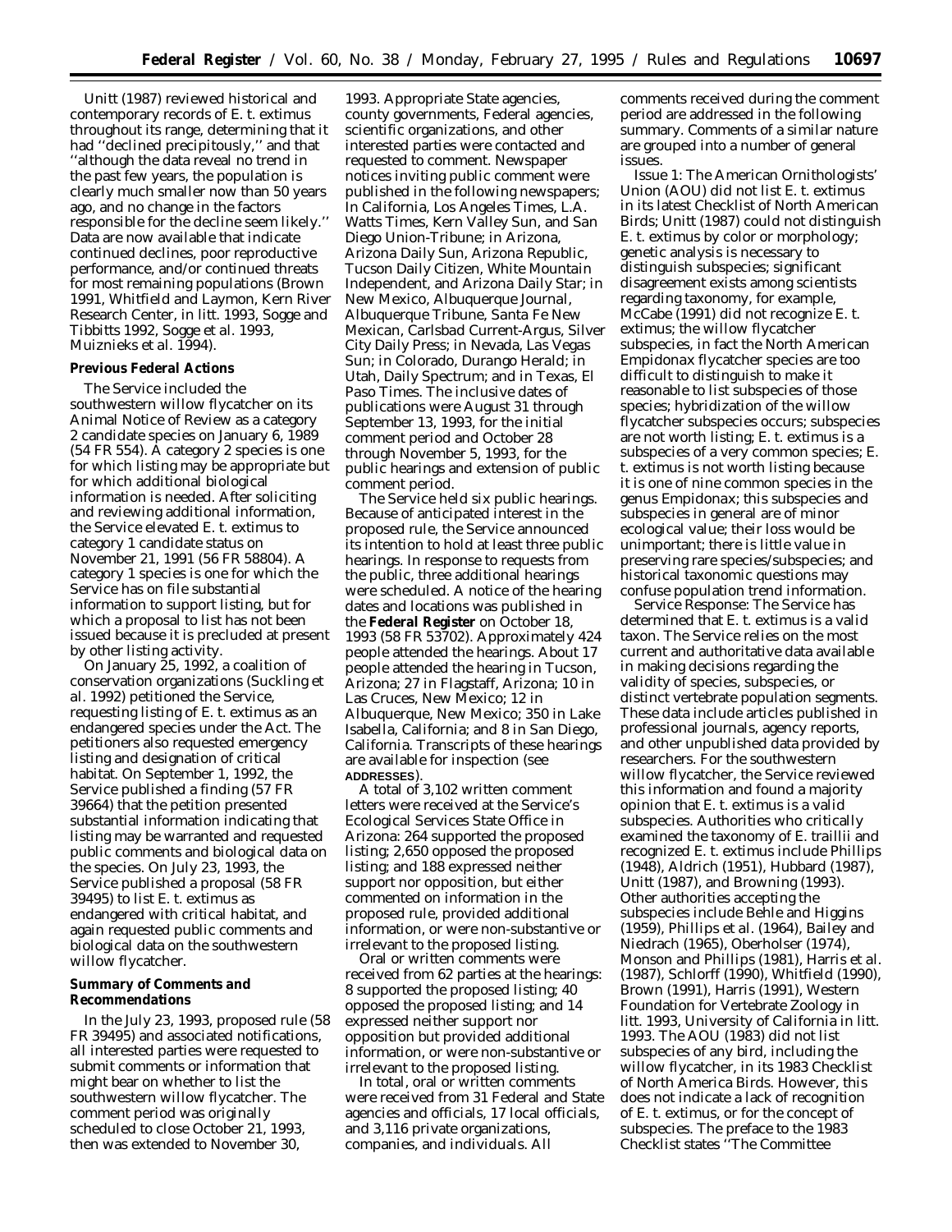Unitt (1987) reviewed historical and contemporary records of *E. t. extimus* throughout its range, determining that it had ''declined precipitously,'' and that ''although the data reveal no trend in the past few years, the population is clearly much smaller now than 50 years ago, and no change in the factors responsible for the decline seem likely.'' Data are now available that indicate continued declines, poor reproductive performance, and/or continued threats for most remaining populations (Brown 1991, Whitfield and Laymon, Kern River Research Center, in litt. 1993, Sogge and Tibbitts 1992, Sogge et al. 1993, Muiznieks et al. 1994).

## Previous Federal Actions

The Service included the southwestern willow flycatcher on its Animal Notice of Review as a category 2 candidate species on January 6, 1989 (54 FR 554). A category 2 species is one for which listing may be appropriate but for which additional biological information is needed. After soliciting and reviewing additional information, the Service elevated *E. t. extimus* to category 1 candidate status on November 21, 1991 (56 FR 58804). A category 1 species is one for which the Service has on file substantial information to support listing, but for which a proposal to list has not been issued because it is precluded at present by other listing activity.

On January 25, 1992, a coalition of conservation organizations (Suckling et al. 1992) petitioned the Service, requesting listing of *E. t. extimus* as an endangered species under the Act. The petitioners also requested emergency listing and designation of critical habitat. On September 1, 1992, the Service published a finding (57 FR 39664) that the petition presented substantial information indicating that listing may be warranted and requested public comments and biological data on the species. On July 23, 1993, the Service published a proposal (58 FR 39495) to list *E. t. extimus* as endangered with critical habitat, and again requested public comments and biological data on the southwestern willow flycatcher.

## Summary of Comments and Recommendations

In the July 23, 1993, proposed rule (58 FR 39495) and associated notifications, all interested parties were requested to submit comments or information that might bear on whether to list the southwestern willow flycatcher. The comment period was originally scheduled to close October 21, 1993, then was extended to November 30, 1993. Appropriate State agencies, county governments, Federal agencies, scientific organizations, and other interested parties were contacted and requested to comment. Newspaper notices inviting public comment were published in the following newspapers; In California, Los Angeles Times, L.A. Watts Times, Kern Valley Sun, and San Diego Union-Tribune; in Arizona, Arizona Daily Sun, Arizona Republic, Tucson Daily Citizen, White Mountain Independent, and Arizona Daily Star; in New Mexico, Albuquerque Journal, Albuquerque Tribune, Santa Fe New Mexican, Carlsbad Current-Argus, Silver City Daily Press; in Nevada, Las Vegas Sun; in Colorado, Durango Herald; in Utah, Daily Spectrum; and in Texas, El Paso Times. The inclusive dates of publications were August 31 through September 13, 1993, for the initial comment period and October 28 through November 5, 1993, for the public hearings and extension of public comment period.

The Service held six public hearings. Because of anticipated interest in the proposed rule, the Service announced its intention to hold at least three public hearings. In response to requests from the public, three additional hearings were scheduled. A notice of the hearing dates and locations was published in the **Federal Register** on October 18, 1993 (58 FR 53702). Approximately 424 people attended the hearings. About 17 people attended the hearing in Tucson, Arizona; 27 in Flagstaff, Arizona; 10 in Las Cruces, New Mexico; 12 in Albuquerque, New Mexico; 350 in Lake Isabella, California; and 8 in San Diego, California. Transcripts of these hearings are available for inspection (see **ADDRESSES**).

A total of 3,102 written comment letters were received at the Service's Ecological Services State Office in Arizona: 264 supported the proposed listing; 2,650 opposed the proposed listing; and 188 expressed neither support nor opposition, but either commented on information in the proposed rule, provided additional information, or were non-substantive or irrelevant to the proposed listing.

Oral or written comments were received from 62 parties at the hearings: 8 supported the proposed listing; 40 opposed the proposed listing; and 14 expressed neither support nor opposition but provided additional information, or were non-substantive or irrelevant to the proposed listing.

In total, oral or written comments were received from 31 Federal and State agencies and officials, 17 local officials, and 3,116 private organizations, companies, and individuals. All comments received during the comment period are addressed in the following summary. Comments of a similar nature are grouped into a number of general issues.

*Issue 1:* The American Ornithologists' Union (AOU) did not list *E. t. extimus* in its latest Checklist of North American Birds; Unitt (1987) could not distinguish *E. t. extimus* by color or morphology; genetic analysis is necessary to distinguish subspecies; significant disagreement exists among scientists regarding taxonomy, for example, McCabe (1991) did not recognize *E. t. extimus*; the willow flycatcher subspecies, in fact the North American *Empidonax* flycatcher species are too difficult to distinguish to make it reasonable to list subspecies of those species; hybridization of the willow flycatcher subspecies occurs; subspecies are not worth listing; *E. t. extimus* is a subspecies of a very common species; *E. t. extimus* is not worth listing because it is one of nine common species in the genus *Empidonax*; this subspecies and subspecies in general are of minor ecological value; their loss would be unimportant; there is little value in preserving rare species/subspecies; and historical taxonomic questions may confuse population trend information.

*Service Response:* The Service has determined that *E. t. extimus* is a valid taxon. The Service relies on the most current and authoritative data available in making decisions regarding the validity of species, subspecies, or distinct vertebrate population segments. These data include articles published in professional journals, agency reports, and other unpublished data provided by researchers. For the southwestern willow flycatcher, the Service reviewed this information and found a majority opinion that *E. t. extimus* is a valid subspecies. Authorities who critically examined the taxonomy of *E. traillii* and recognized *E. t. extimus* include Phillips (1948), Aldrich (1951), Hubbard (1987), Unitt (1987), and Browning (1993). Other authorities accepting the subspecies include Behle and Higgins (1959), Phillips et al. (1964), Bailey and Niedrach (1965), Oberholser (1974), Monson and Phillips (1981), Harris et al. (1987), Schlorff (1990), Whitfield (1990), Brown (1991), Harris (1991), Western Foundation for Vertebrate Zoology in litt. 1993, University of California in litt. 1993. The AOU (1983) did not list subspecies of any bird, including the willow flycatcher, in its 1983 Checklist of North America Birds. However, this does not indicate a lack of recognition of *E. t. extimus*, or for the concept of subspecies. The preface to the 1983 Checklist states ''The Committee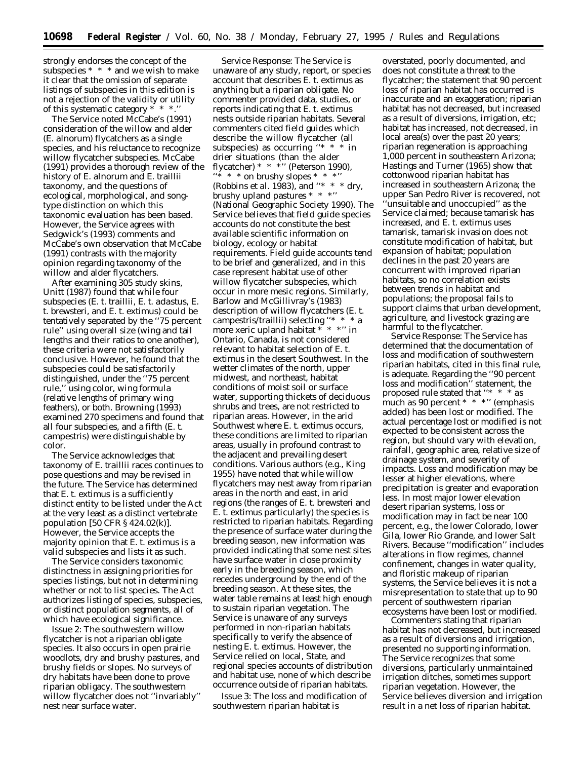strongly endorses the concept of the subspecies * * * and we wish to make it clear that the omission of separate listings of subspecies in this edition is not a rejection of the validity or utility of this systematic category * * *.''

The Service noted McCabe's (1991) consideration of the willow and alder (*E. alnorum*) flycatchers as a single species, and his reluctance to recognize willow flycatcher subspecies. McCabe (1991) provides a thorough review of the history of *E. alnorum* and *E. traillii* taxonomy, and the questions of ecological, morphological, and song-type distinction on which this taxonomic evaluation has been based. However, the Service agrees with Sedgwick's (1993) comments and McCabe's own observation that McCabe (1991) contrasts with the majority opinion regarding taxonomy of the willow and alder flycatchers.

After examining 305 study skins, Unitt (1987) found that while four subspecies (*E. t. traillii, E. t. adastus, E. t. brewsteri,* and *E. t. extimus*) could be tentatively separated by the ''75 percent rule'' using overall size (wing and tail lengths and their ratios to one another), these criteria were not satisfactorily conclusive. However, he found that the subspecies could be satisfactorily distinguished, under the ''75 percent rule,'' using color, wing formula (relative lengths of primary wing feathers), or both. Browning (1993) examined 270 specimens and found that all four subspecies, and a fifth (*E. t. campestris*) were distinguishable by color.

The Service acknowledges that taxonomy of *E. traillii* races continues to pose questions and may be revised in the future. The Service has determined that *E. t. extimus* is a sufficiently distinct entity to be listed under the Act at the very least as a distinct vertebrate population [50 CFR § 424.02(k)]. However, the Service accepts the majority opinion that *E. t. extimus* is a valid subspecies and lists it as such.

The Service considers taxonomic distinctness in assigning priorities for species listings, but not in determining whether or not to list species. The Act authorizes listing of species, subspecies, or distinct population segments, all of which have ecological significance.

*Issue 2:* The southwestern willow flycatcher is not a riparian obligate species. It also occurs in open prairie woodlots, dry and brushy pastures, and brushy fields or slopes. No surveys of dry habitats have been done to prove riparian obligacy. The southwestern willow flycatcher does not ''invariably'' nest near surface water.

*Service Response:* The Service is unaware of any study, report, or species account that describes *E. t. extimus* as anything but a riparian obligate. No commenter provided data, studies, or reports indicating that *E. t. extimus* nests outside riparian habitats. Several commenters cited field guides which describe the willow flycatcher (all subspecies) as occurring ''* * * in drier situations (than the alder flycatcher) * * *'' (Peterson 1990), ''* * * on brushy slopes * * *'' (Robbins et al. 1983), and ''* * * dry, brushy upland pastures * * *'' (National Geographic Society 1990). The Service believes that field guide species accounts do not constitute the best available scientific information on biology, ecology or habitat requirements. Field guide accounts tend to be brief and generalized, and in this case represent habitat use of other willow flycatcher subspecies, which occur in more mesic regions. Similarly, Barlow and McGillivray's (1983) description of willow flycatchers (*E. t. campestris/traillii*) selecting ''* * * a more xeric upland habitat * * *'' in Ontario, Canada, is not considered relevant to habitat selection of *E. t. extimus* in the desert Southwest. In the wetter climates of the north, upper midwest, and northeast, habitat conditions of moist soil or surface water, supporting thickets of deciduous shrubs and trees, are not restricted to riparian areas. However, in the arid Southwest where *E. t. extimus* occurs, these conditions are limited to riparian areas, usually in profound contrast to the adjacent and prevailing desert conditions. Various authors (e.g., King 1955) have noted that while willow flycatchers may nest away from riparian areas in the north and east, in arid regions (the ranges of *E. t. brewsteri* and *E. t. extimus* particularly) the species is restricted to riparian habitats. Regarding the presence of surface water during the breeding season, new information was provided indicating that some nest sites have surface water in close proximity early in the breeding season, which recedes underground by the end of the breeding season. At these sites, the water table remains at least high enough to sustain riparian vegetation. The Service is unaware of any surveys performed in non-riparian habitats specifically to verify the absence of nesting *E. t. extimus*. However, the Service relied on local, State, and regional species accounts of distribution and habitat use, none of which describe occurrence outside of riparian habitats.

*Issue 3:* The loss and modification of southwestern riparian habitat is overstated, poorly documented, and does not constitute a threat to the flycatcher; the statement that 90 percent loss of riparian habitat has occurred is inaccurate and an exaggeration; riparian habitat has not decreased, but increased as a result of diversions, irrigation, etc; habitat has increased, not decreased, in local area(s) over the past 20 years; riparian regeneration is approaching 1,000 percent in southeastern Arizona; Hastings and Turner (1965) show that cottonwood riparian habitat has increased in southeastern Arizona; the upper San Pedro River is recovered, not ''unsuitable and unoccupied'' as the Service claimed; because tamarisk has increased, and *E. t. extimus* uses tamarisk, tamarisk invasion does not constitute modification of habitat, but expansion of habitat; population declines in the past 20 years are concurrent with improved riparian habitats, so no correlation exists between trends in habitat and populations; the proposal fails to support claims that urban development, agriculture, and livestock grazing are harmful to the flycatcher.

*Service Response:* The Service has determined that the documentation of loss and modification of southwestern riparian habitats, cited in this final rule, is adequate. Regarding the ''90 percent loss and modification'' statement, the proposed rule stated that ''* * * as much as 90 percent * * *'' (emphasis added) has been lost or modified. The actual percentage lost or modified is not expected to be consistent across the region, but should vary with elevation, rainfall, geographic area, relative size of drainage system, and severity of impacts. Loss and modification may be lesser at higher elevations, where precipitation is greater and evaporation less. In most major lower elevation desert riparian systems, loss or modification may in fact be near 100 percent, e.g., the lower Colorado, lower Gila, lower Rio Grande, and lower Salt Rivers. Because ''modification'' includes alterations in flow regimes, channel confinement, changes in water quality, and floristic makeup of riparian systems, the Service believes it is not a misrepresentation to state that up to 90 percent of southwestern riparian ecosystems have been lost or modified.

Commenters stating that riparian habitat has not decreased, but increased as a result of diversions and irrigation, presented no supporting information. The Service recognizes that some diversions, particularly unmaintained irrigation ditches, sometimes support riparian vegetation. However, the Service believes diversion and irrigation result in a net loss of riparian habitat.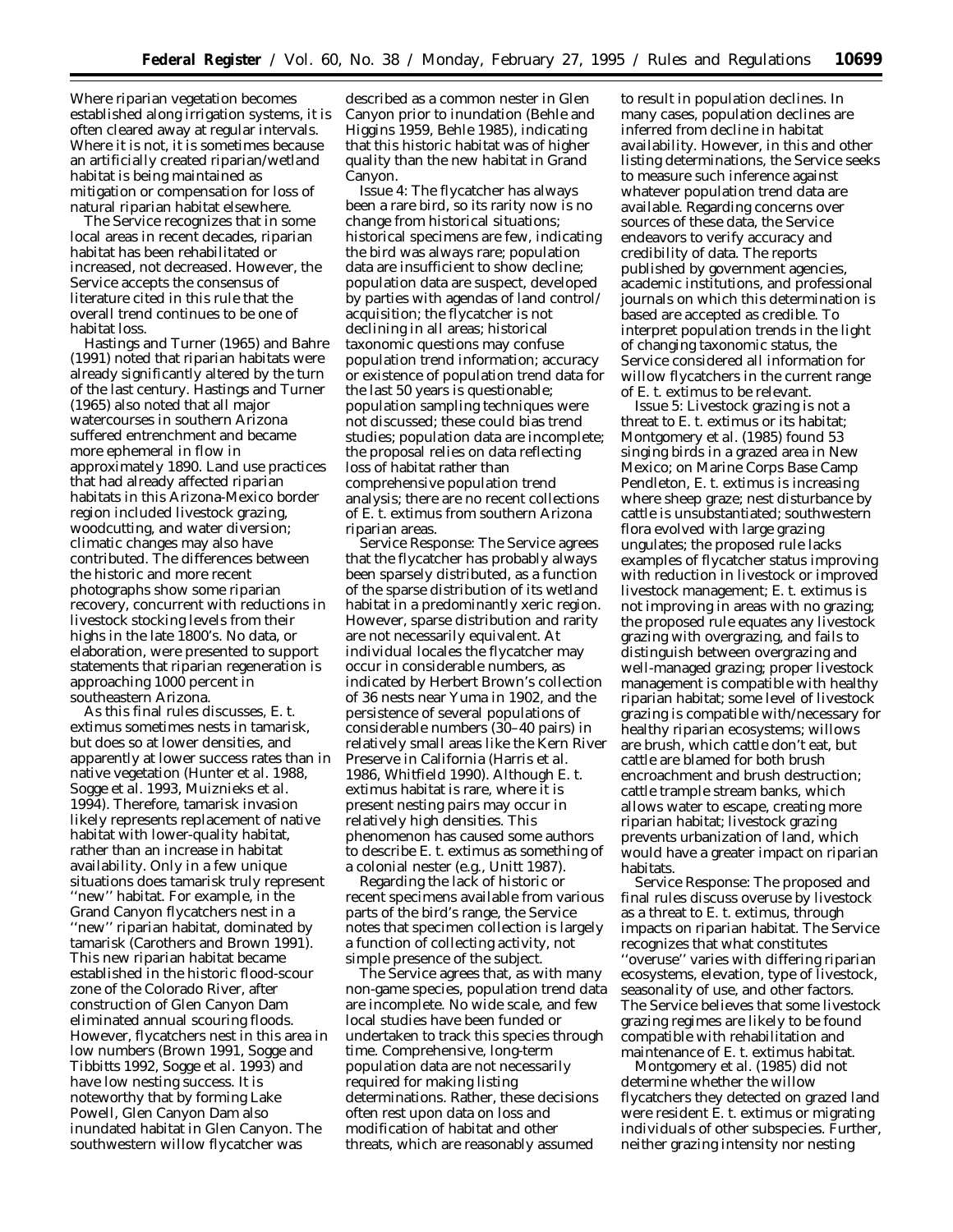Where riparian vegetation becomes established along irrigation systems, it is often cleared away at regular intervals. Where it is not, it is sometimes because an artificially created riparian/wetland habitat is being maintained as mitigation or compensation for loss of natural riparian habitat elsewhere.

The Service recognizes that in some local areas in recent decades, riparian habitat has been rehabilitated or increased, not decreased. However, the Service accepts the consensus of literature cited in this rule that the overall trend continues to be one of habitat loss.

Hastings and Turner (1965) and Bahre (1991) noted that riparian habitats were already significantly altered by the turn of the last century. Hastings and Turner (1965) also noted that all major watercourses in southern Arizona suffered entrenchment and became more ephemeral in flow in approximately 1890. Land use practices that had already affected riparian habitats in this Arizona-Mexico border region included livestock grazing, woodcutting, and water diversion; climatic changes may also have contributed. The differences between the historic and more recent photographs show some riparian recovery, concurrent with reductions in livestock stocking levels from their highs in the late 1800's. No data, or elaboration, were presented to support statements that riparian regeneration is approaching 1000 percent in southeastern Arizona.

As this final rules discusses, *E. t. extimus* sometimes nests in tamarisk, but does so at lower densities, and apparently at lower success rates than in native vegetation (Hunter *et al.* 1988, Sogge *et al.* 1993, Muiznieks *et al.* 1994). Therefore, tamarisk invasion likely represents replacement of native habitat with lower-quality habitat, rather than an increase in habitat availability. Only in a few unique situations does tamarisk truly represent ''new'' habitat. For example, in the Grand Canyon flycatchers nest in a ''new'' riparian habitat, dominated by tamarisk (Carothers and Brown 1991). This new riparian habitat became established in the historic flood-scour zone of the Colorado River, after construction of Glen Canyon Dam eliminated annual scouring floods. However, flycatchers nest in this area in low numbers (Brown 1991, Sogge and Tibbitts 1992, Sogge *et al.* 1993) and have low nesting success. It is noteworthy that by forming Lake Powell, Glen Canyon Dam also inundated habitat in Glen Canyon. The southwestern willow flycatcher was described as a common nester in Glen Canyon prior to inundation (Behle and Higgins 1959, Behle 1985), indicating that this historic habitat was of higher quality than the new habitat in Grand Canyon.

*Issue 4:* The flycatcher has always been a rare bird, so its rarity now is no change from historical situations; historical specimens are few, indicating the bird was always rare; population data are insufficient to show decline; population data are suspect, developed by parties with agendas of land control/acquisition; the flycatcher is not declining in all areas; historical taxonomic questions may confuse population trend information; accuracy or existence of population trend data for the last 50 years is questionable; population sampling techniques were not discussed; these could bias trend studies; population data are incomplete; the proposal relies on data reflecting loss of habitat rather than comprehensive population trend analysis; there are no recent collections of *E. t. extimus* from southern Arizona riparian areas.

*Service Response:* The Service agrees that the flycatcher has probably always been sparsely distributed, as a function of the sparse distribution of its wetland habitat in a predominantly xeric region. However, sparse distribution and rarity are not necessarily equivalent. At individual locales the flycatcher may occur in considerable numbers, as indicated by Herbert Brown's collection of 36 nests near Yuma in 1902, and the persistence of several populations of considerable numbers (30–40 pairs) in relatively small areas like the Kern River Preserve in California (Harris *et al.* 1986, Whitfield 1990). Although *E. t. extimus* habitat is rare, where it is present nesting pairs may occur in relatively high densities. This phenomenon has caused some authors to describe *E. t. extimus* as something of a colonial nester (e.g., Unitt 1987).

Regarding the lack of historic or recent specimens available from various parts of the bird's range, the Service notes that specimen collection is largely a function of collecting activity, not simple presence of the subject.

The Service agrees that, as with many non-game species, population trend data are incomplete. No wide scale, and few local studies have been funded or undertaken to track this species through time. Comprehensive, long-term population data are not necessarily required for making listing determinations. Rather, these decisions often rest upon data on loss and modification of habitat and other threats, which are reasonably assumed to result in population declines. In many cases, population declines are inferred from decline in habitat availability. However, in this and other listing determinations, the Service seeks to measure such inference against whatever population trend data are available. Regarding concerns over sources of these data, the Service endeavors to verify accuracy and credibility of data. The reports published by government agencies, academic institutions, and professional journals on which this determination is based are accepted as credible. To interpret population trends in the light of changing taxonomic status, the Service considered all information for willow flycatchers in the current range of *E. t. extimus* to be relevant.

*Issue 5:* Livestock grazing is not a threat to *E. t. extimus* or its habitat; Montgomery *et al.* (1985) found 53 singing birds in a grazed area in New Mexico; on Marine Corps Base Camp Pendleton, *E. t. extimus* is increasing where sheep graze; nest disturbance by cattle is unsubstantiated; southwestern flora evolved with large grazing ungulates; the proposed rule lacks examples of flycatcher status improving with reduction in livestock or improved livestock management; *E. t. extimus* is not improving in areas with no grazing; the proposed rule equates any livestock grazing with overgrazing, and fails to distinguish between overgrazing and well-managed grazing; proper livestock management is compatible with healthy riparian habitat; some level of livestock grazing is compatible with/necessary for healthy riparian ecosystems; willows are brush, which cattle don't eat, but cattle are blamed for both brush encroachment and brush destruction; cattle trample stream banks, which allows water to escape, creating more riparian habitat; livestock grazing prevents urbanization of land, which would have a greater impact on riparian habitats.

*Service Response:* The proposed and final rules discuss overuse by livestock as a threat to *E. t. extimus*, through impacts on riparian habitat. The Service recognizes that what constitutes ''overuse'' varies with differing riparian ecosystems, elevation, type of livestock, seasonality of use, and other factors. The Service believes that some livestock grazing regimes are likely to be found compatible with rehabilitation and maintenance of *E. t. extimus* habitat.

Montgomery *et al.* (1985) did not determine whether the willow flycatchers they detected on grazed land were resident *E. t. extimus* or migrating individuals of other subspecies. Further, neither grazing intensity nor nesting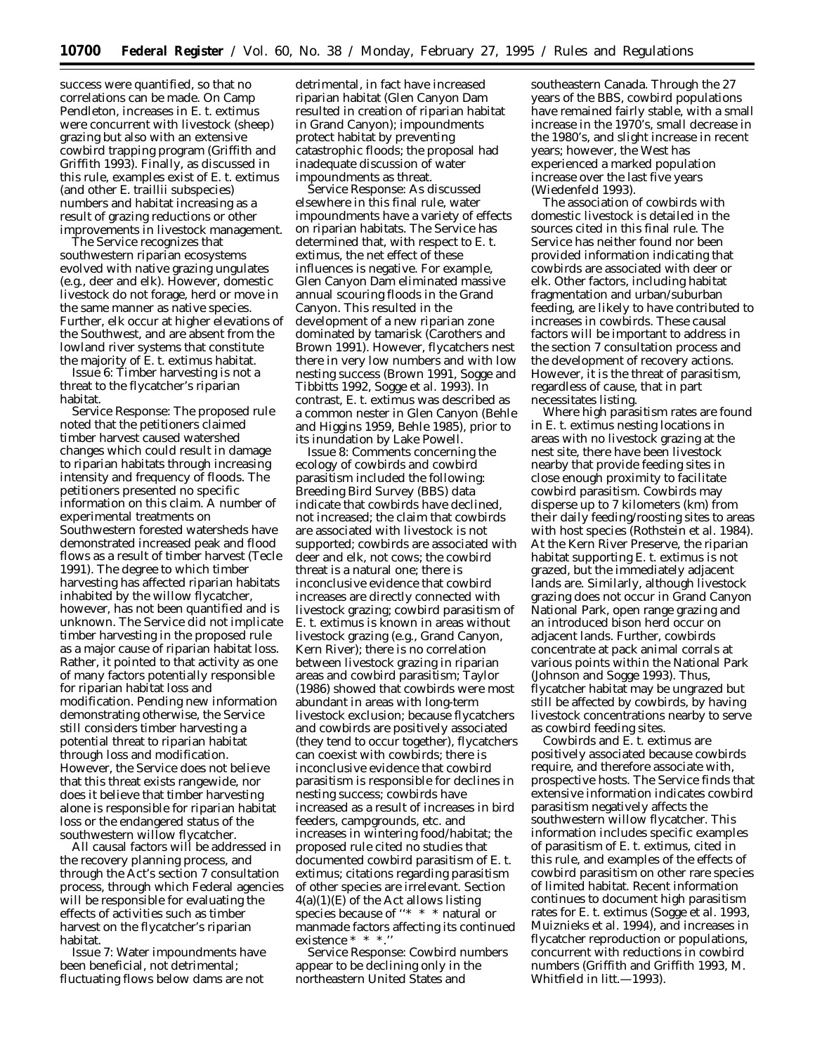success were quantified, so that no correlations can be made. On Camp Pendleton, increases in *E. t. extimus* were concurrent with livestock (sheep) grazing but also with an extensive cowbird trapping program (Griffith and Griffith 1993). Finally, as discussed in this rule, examples exist of *E. t. extimus* (and other *E. traillii* subspecies) numbers and habitat increasing as a result of grazing reductions or other improvements in livestock management.

The Service recognizes that southwestern riparian ecosystems evolved with native grazing ungulates (e.g., deer and elk). However, domestic livestock do not forage, herd or move in the same manner as native species. Further, elk occur at higher elevations of the Southwest, and are absent from the lowland river systems that constitute the majority of *E. t. extimus* habitat.

*Issue 6:* Timber harvesting is not a threat to the flycatcher's riparian habitat.

*Service Response:* The proposed rule noted that the petitioners claimed timber harvest caused watershed changes which could result in damage to riparian habitats through increasing intensity and frequency of floods. The petitioners presented no specific information on this claim. A number of experimental treatments on Southwestern forested watersheds have demonstrated increased peak and flood flows as a result of timber harvest (Tecle 1991). The degree to which timber harvesting has affected riparian habitats inhabited by the willow flycatcher, however, has not been quantified and is unknown. The Service did not implicate timber harvesting in the proposed rule as a major cause of riparian habitat loss. Rather, it pointed to that activity as one of many factors potentially responsible for riparian habitat loss and modification. Pending new information demonstrating otherwise, the Service still considers timber harvesting a potential threat to riparian habitat through loss and modification. However, the Service does not believe that this threat exists rangewide, nor does it believe that timber harvesting alone is responsible for riparian habitat loss or the endangered status of the southwestern willow flycatcher.

All causal factors will be addressed in the recovery planning process, and through the Act's section 7 consultation process, through which Federal agencies will be responsible for evaluating the effects of activities such as timber harvest on the flycatcher's riparian habitat.

*Issue 7:* Water impoundments have been beneficial, not detrimental; fluctuating flows below dams are not detrimental, in fact have increased riparian habitat (Glen Canyon Dam resulted in creation of riparian habitat in Grand Canyon); impoundments protect habitat by preventing catastrophic floods; the proposal had inadequate discussion of water impoundments as threat.

*Service Response:* As discussed elsewhere in this final rule, water impoundments have a variety of effects on riparian habitats. The Service has determined that, with respect to *E. t. extimus*, the net effect of these influences is negative. For example, Glen Canyon Dam eliminated massive annual scouring floods in the Grand Canyon. This resulted in the development of a new riparian zone dominated by tamarisk (Carothers and Brown 1991). However, flycatchers nest there in very low numbers and with low nesting success (Brown 1991, Sogge and Tibbitts 1992, Sogge et al. 1993). In contrast, *E. t. extimus* was described as a common nester in Glen Canyon (Behle and Higgins 1959, Behle 1985), prior to its inundation by Lake Powell.

*Issue 8:* Comments concerning the ecology of cowbirds and cowbird parasitism included the following: Breeding Bird Survey (BBS) data indicate that cowbirds have declined, not increased; the claim that cowbirds are associated with livestock is not supported; cowbirds are associated with deer and elk, not cows; the cowbird threat is a natural one; there is inconclusive evidence that cowbird increases are directly connected with livestock grazing; cowbird parasitism of *E. t. extimus* is known in areas without livestock grazing (e.g., Grand Canyon, Kern River); there is no correlation between livestock grazing in riparian areas and cowbird parasitism; Taylor (1986) showed that cowbirds were most abundant in areas with long-term livestock exclusion; because flycatchers and cowbirds are positively associated (they tend to occur together), flycatchers can coexist with cowbirds; there is inconclusive evidence that cowbird parasitism is responsible for declines in nesting success; cowbirds have increased as a result of increases in bird feeders, campgrounds, etc. and increases in wintering food/habitat; the proposed rule cited no studies that documented cowbird parasitism of *E. t. extimus*; citations regarding parasitism of other species are irrelevant. Section 4(a)(1)(E) of the Act allows listing species because of "* * * natural or manmade factors affecting its continued existence * * *."

*Service Response:* Cowbird numbers appear to be declining only in the northeastern United States and southeastern Canada. Through the 27 years of the BBS, cowbird populations have remained fairly stable, with a small increase in the 1970's, small decrease in the 1980's, and slight increase in recent years; however, the West has experienced a marked population increase over the last five years (Wiedenfeld 1993).

The association of cowbirds with domestic livestock is detailed in the sources cited in this final rule. The Service has neither found nor been provided information indicating that cowbirds are associated with deer or elk. Other factors, including habitat fragmentation and urban/suburban feeding, are likely to have contributed to increases in cowbirds. These causal factors will be important to address in the section 7 consultation process and the development of recovery actions. However, it is the threat of parasitism, regardless of cause, that in part necessitates listing.

Where high parasitism rates are found in *E. t. extimus* nesting locations in areas with no livestock grazing at the nest site, there have been livestock nearby that provide feeding sites in close enough proximity to facilitate cowbird parasitism. Cowbirds may disperse up to 7 kilometers (km) from their daily feeding/roosting sites to areas with host species (Rothstein et al. 1984). At the Kern River Preserve, the riparian habitat supporting *E. t. extimus* is not grazed, but the immediately adjacent lands are. Similarly, although livestock grazing does not occur in Grand Canyon National Park, open range grazing and an introduced bison herd occur on adjacent lands. Further, cowbirds concentrate at pack animal corrals at various points within the National Park (Johnson and Sogge 1993). Thus, flycatcher habitat may be ungrazed but still be affected by cowbirds, by having livestock concentrations nearby to serve as cowbird feeding sites.

Cowbirds and *E. t. extimus* are positively associated because cowbirds require, and therefore associate with, prospective hosts. The Service finds that extensive information indicates cowbird parasitism negatively affects the southwestern willow flycatcher. This information includes specific examples of parasitism of *E. t. extimus*, cited in this rule, and examples of the effects of cowbird parasitism on other rare species of limited habitat. Recent information continues to document high parasitism rates for *E. t. extimus* (Sogge et al. 1993, Muiznieks et al. 1994), and increases in flycatcher reproduction or populations, concurrent with reductions in cowbird numbers (Griffith and Griffith 1993, M. Whitfield *in litt.*—1993).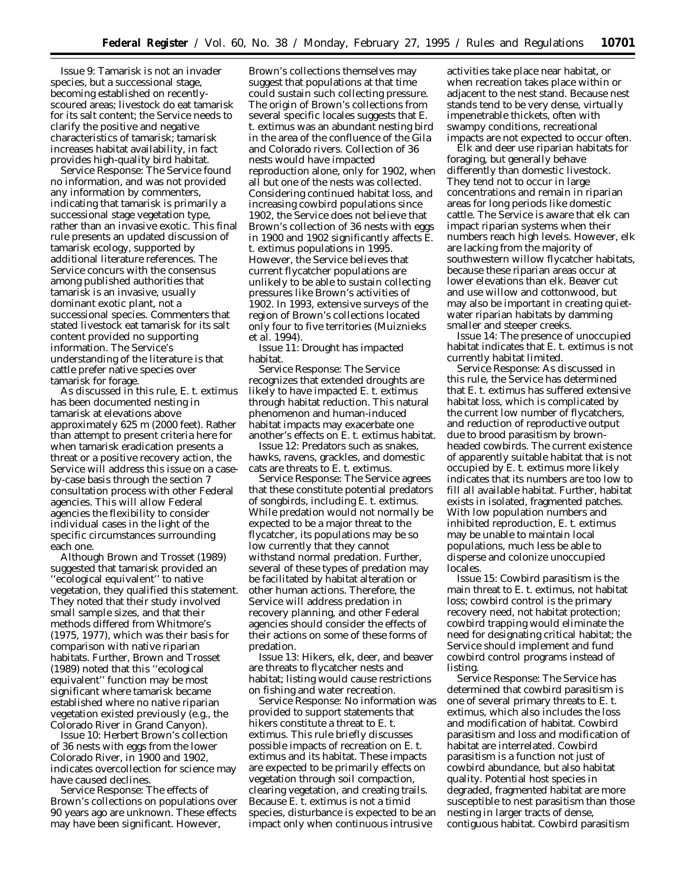Issue 9: Tamarisk is not an invader species, but a successional stage, becoming established on recently-scoured areas; livestock do eat tamarisk for its salt content; the Service needs to clarify the positive and negative characteristics of tamarisk; tamarisk increases habitat availability, in fact provides high-quality bird habitat.

*Service Response:* The Service found no information, and was not provided any information by commenters, indicating that tamarisk is primarily a successional stage vegetation type, rather than an invasive exotic. This final rule presents an updated discussion of tamarisk ecology, supported by additional literature references. The Service concurs with the consensus among published authorities that tamarisk is an invasive, usually dominant exotic plant, not a successional species. Commenters that stated livestock eat tamarisk for its salt content provided no supporting information. The Service's understanding of the literature is that cattle prefer native species over tamarisk for forage.

As discussed in this rule, *E. t. extimus* has been documented nesting in tamarisk at elevations above approximately 625 m (2000 feet). Rather than attempt to present criteria here for when tamarisk eradication presents a threat or a positive recovery action, the Service will address this issue on a case-by-case basis through the section 7 consultation process with other Federal agencies. This will allow Federal agencies the flexibility to consider individual cases in the light of the specific circumstances surrounding each one.

Although Brown and Trosset (1989) suggested that tamarisk provided an ''ecological equivalent'' to native vegetation, they qualified this statement. They noted that their study involved small sample sizes, and that their methods differed from Whitmore's (1975, 1977), which was their basis for comparison with native riparian habitats. Further, Brown and Trosset (1989) noted that this ''ecological equivalent'' function may be most significant where tamarisk became established where no native riparian vegetation existed previously (e.g., the Colorado River in Grand Canyon).

Issue 10: Herbert Brown's collection of 36 nests with eggs from the lower Colorado River, in 1900 and 1902, indicates overcollection for science may have caused declines.

*Service Response:* The effects of Brown's collections on populations over 90 years ago are unknown. These effects may have been significant. However, Brown's collections themselves may suggest that populations at that time could sustain such collecting pressure. The origin of Brown's collections from several specific locales suggests that *E. t. extimus* was an abundant nesting bird in the area of the confluence of the Gila and Colorado rivers. Collection of 36 nests would have impacted reproduction alone, only for 1902, when all but one of the nests was collected. Considering continued habitat loss, and increasing cowbird populations since 1902, the Service does not believe that Brown's collection of 36 nests with eggs in 1900 and 1902 significantly affects *E. t. extimus* populations in 1995. However, the Service believes that current flycatcher populations are unlikely to be able to sustain collecting pressures like Brown's activities of 1902. In 1993, extensive surveys of the region of Brown's collections located only four to five territories (Muiznieks et al. 1994).

Issue 11: Drought has impacted habitat.

*Service Response:* The Service recognizes that extended droughts are likely to have impacted *E. t. extimus* through habitat reduction. This natural phenomenon and human-induced habitat impacts may exacerbate one another's effects on *E. t. extimus* habitat.

Issue 12: Predators such as snakes, hawks, ravens, grackles, and domestic cats are threats to *E. t. extimus*.

*Service Response:* The Service agrees that these constitute potential predators of songbirds, including *E. t. extimus*. While predation would not normally be expected to be a major threat to the flycatcher, its populations may be so low currently that they cannot withstand normal predation. Further, several of these types of predation may be facilitated by habitat alteration or other human actions. Therefore, the Service will address predation in recovery planning, and other Federal agencies should consider the effects of their actions on some of these forms of predation.

Issue 13: Hikers, elk, deer, and beaver are threats to flycatcher nests and habitat; listing would cause restrictions on fishing and water recreation.

*Service Response:* No information was provided to support statements that hikers constitute a threat to *E. t. extimus*. This rule briefly discusses possible impacts of recreation on *E. t. extimus* and its habitat. These impacts are expected to be primarily effects on vegetation through soil compaction, clearing vegetation, and creating trails. Because *E. t. extimus* is not a timid species, disturbance is expected to be an impact only when continuous intrusive activities take place near habitat, or when recreation takes place within or adjacent to the nest stand. Because nest stands tend to be very dense, virtually impenetrable thickets, often with swampy conditions, recreational impacts are not expected to occur often.

Elk and deer use riparian habitats for foraging, but generally behave differently than domestic livestock. They tend not to occur in large concentrations and remain in riparian areas for long periods like domestic cattle. The Service is aware that elk can impact riparian systems when their numbers reach high levels. However, elk are lacking from the majority of southwestern willow flycatcher habitats, because these riparian areas occur at lower elevations than elk. Beaver cut and use willow and cottonwood, but may also be important in creating quiet-water riparian habitats by damming smaller and steeper creeks.

Issue 14: The presence of unoccupied habitat indicates that *E. t. extimus* is not currently habitat limited.

*Service Response:* As discussed in this rule, the Service has determined that *E. t. extimus* has suffered extensive habitat loss, which is complicated by the current low number of flycatchers, and reduction of reproductive output due to brood parasitism by brown-headed cowbirds. The current existence of apparently suitable habitat that is not occupied by *E. t. extimus* more likely indicates that its numbers are too low to fill all available habitat. Further, habitat exists in isolated, fragmented patches. With low population numbers and inhibited reproduction, *E. t. extimus* may be unable to maintain local populations, much less be able to disperse and colonize unoccupied locales.

Issue 15: Cowbird parasitism is the main threat to *E. t. extimus*, not habitat loss; cowbird control is the primary recovery need, not habitat protection; cowbird trapping would eliminate the need for designating critical habitat; the Service should implement and fund cowbird control programs instead of listing.

*Service Response:* The Service has determined that cowbird parasitism is one of several primary threats to *E. t. extimus*, which also includes the loss and modification of habitat. Cowbird parasitism and loss and modification of habitat are interrelated. Cowbird parasitism is a function not just of cowbird abundance, but also habitat quality. Potential host species in degraded, fragmented habitat are more susceptible to nest parasitism than those nesting in larger tracts of dense, contiguous habitat. Cowbird parasitism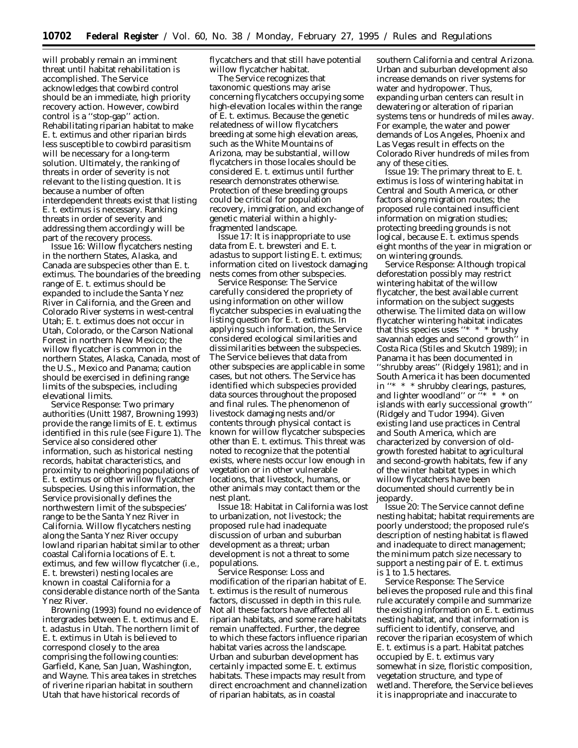will probably remain an imminent threat until habitat rehabilitation is accomplished. The Service acknowledges that cowbird control should be an immediate, high priority recovery action. However, cowbird control is a ''stop-gap'' action. Rehabilitating riparian habitat to make *E. t. extimus* and other riparian birds less susceptible to cowbird parasitism will be necessary for a long-term solution. Ultimately, the ranking of threats in order of severity is not relevant to the listing question. It is because a number of often interdependent threats exist that listing *E. t. extimus* is necessary. Ranking threats in order of severity and addressing them accordingly will be part of the recovery process.

*Issue 16:* Willow flycatchers nesting in the northern States, Alaska, and Canada are subspecies other than *E. t. extimus.* The boundaries of the breeding range of *E. t. extimus* should be expanded to include the Santa Ynez River in California, and the Green and Colorado River systems in west-central Utah; *E. t. extimus* does not occur in Utah, Colorado, or the Carson National Forest in northern New Mexico; the willow flycatcher is common in the northern States, Alaska, Canada, most of the U.S., Mexico and Panama; caution should be exercised in defining range limits of the subspecies, including elevational limits.

*Service Response:* Two primary authorities (Unitt 1987, Browning 1993) provide the range limits of *E. t. extimus* identified in this rule (see Figure 1). The Service also considered other information, such as historical nesting records, habitat characteristics, and proximity to neighboring populations of *E. t. extimus* or other willow flycatcher subspecies. Using this information, the Service provisionally defines the northwestern limit of the subspecies' range to be the Santa Ynez River in California. Willow flycatchers nesting along the Santa Ynez River occupy lowland riparian habitat similar to other coastal California locations of *E. t. extimus,* and few willow flycatcher (i.e., *E. t. brewsteri*) nesting locales are known in coastal California for a considerable distance north of the Santa Ynez River.

Browning (1993) found no evidence of intergrades between *E. t. extimus* and *E. t. adastus* in Utah. The northern limit of *E. t. extimus* in Utah is believed to correspond closely to the area comprising the following counties: Garfield, Kane, San Juan, Washington, and Wayne. This area takes in stretches of riverine riparian habitat in southern Utah that have historical records of flycatchers and that still have potential willow flycatcher habitat.

The Service recognizes that taxonomic questions may arise concerning flycatchers occupying some high-elevation locales within the range of *E. t. extimus.* Because the genetic relatedness of willow flycatchers breeding at some high elevation areas, such as the White Mountains of Arizona, may be substantial, willow flycatchers in those locales should be considered *E. t. extimus* until further research demonstrates otherwise. Protection of these breeding groups could be critical for population recovery, immigration, and exchange of genetic material within a highly-fragmented landscape.

*Issue 17:* It is inappropriate to use data from *E. t. brewsteri* and *E. t. adastus* to support listing *E. t. extimus;* information cited on livestock damaging nests comes from other subspecies.

*Service Response:* The Service carefully considered the propriety of using information on other willow flycatcher subspecies in evaluating the listing question for *E. t. extimus.* In applying such information, the Service considered ecological similarities and dissimilarities between the subspecies. The Service believes that data from other subspecies are applicable in some cases, but not others. The Service has identified which subspecies provided data sources throughout the proposed and final rules. The phenomenon of livestock damaging nests and/or contents through physical contact is known for willow flycatcher subspecies other than *E. t. extimus.* This threat was noted to recognize that the potential exists, where nests occur low enough in vegetation or in other vulnerable locations, that livestock, humans, or other animals may contact them or the nest plant.

*Issue 18:* Habitat in California was lost to urbanization, not livestock; the proposed rule had inadequate discussion of urban and suburban development as a threat; urban development is not a threat to some populations.

*Service Response:* Loss and modification of the riparian habitat of *E. t. extimus* is the result of numerous factors, discussed in depth in this rule. Not all these factors have affected all riparian habitats, and some rare habitats remain unaffected. Further, the degree to which these factors influence riparian habitat varies across the landscape. Urban and suburban development has certainly impacted some *E. t. extimus* habitats. These impacts may result from direct encroachment and channelization of riparian habitats, as in coastal southern California and central Arizona. Urban and suburban development also increase demands on river systems for water and hydropower. Thus, expanding urban centers can result in dewatering or alteration of riparian systems tens or hundreds of miles away. For example, the water and power demands of Los Angeles, Phoenix and Las Vegas result in effects on the Colorado River hundreds of miles from any of these cities.

*Issue 19:* The primary threat to *E. t. extimus* is loss of wintering habitat in Central and South America, or other factors along migration routes; the proposed rule contained insufficient information on migration studies; protecting breeding grounds is not logical, because *E. t. extimus* spends eight months of the year in migration or on wintering grounds.

*Service Response:* Although tropical deforestation possibly may restrict wintering habitat of the willow flycatcher, the best available current information on the subject suggests otherwise. The limited data on willow flycatcher wintering habitat indicates that this species uses ''* * * brushy savannah edges and second growth'' in Costa Rica (Stiles and Skutch 1989); in Panama it has been documented in ''shrubby areas'' (Ridgely 1981); and in South America it has been documented in ''* * * shrubby clearings, pastures, and lighter woodland'' or ''* * * on islands with early successional growth'' (Ridgely and Tudor 1994). Given existing land use practices in Central and South America, which are characterized by conversion of old-growth forested habitat to agricultural and second-growth habitats, few if any of the winter habitat types in which willow flycatchers have been documented should currently be in jeopardy.

*Issue 20:* The Service cannot define nesting habitat; habitat requirements are poorly understood; the proposed rule's description of nesting habitat is flawed and inadequate to direct management; the minimum patch size necessary to support a nesting pair of *E. t. extimus* is 1 to 1.5 hectares.

*Service Response:* The Service believes the proposed rule and this final rule accurately compile and summarize the existing information on *E. t. extimus* nesting habitat, and that information is sufficient to identify, conserve, and recover the riparian ecosystem of which *E. t. extimus* is a part. Habitat patches occupied by *E. t. extimus* vary somewhat in size, floristic composition, vegetation structure, and type of wetland. Therefore, the Service believes it is inappropriate and inaccurate to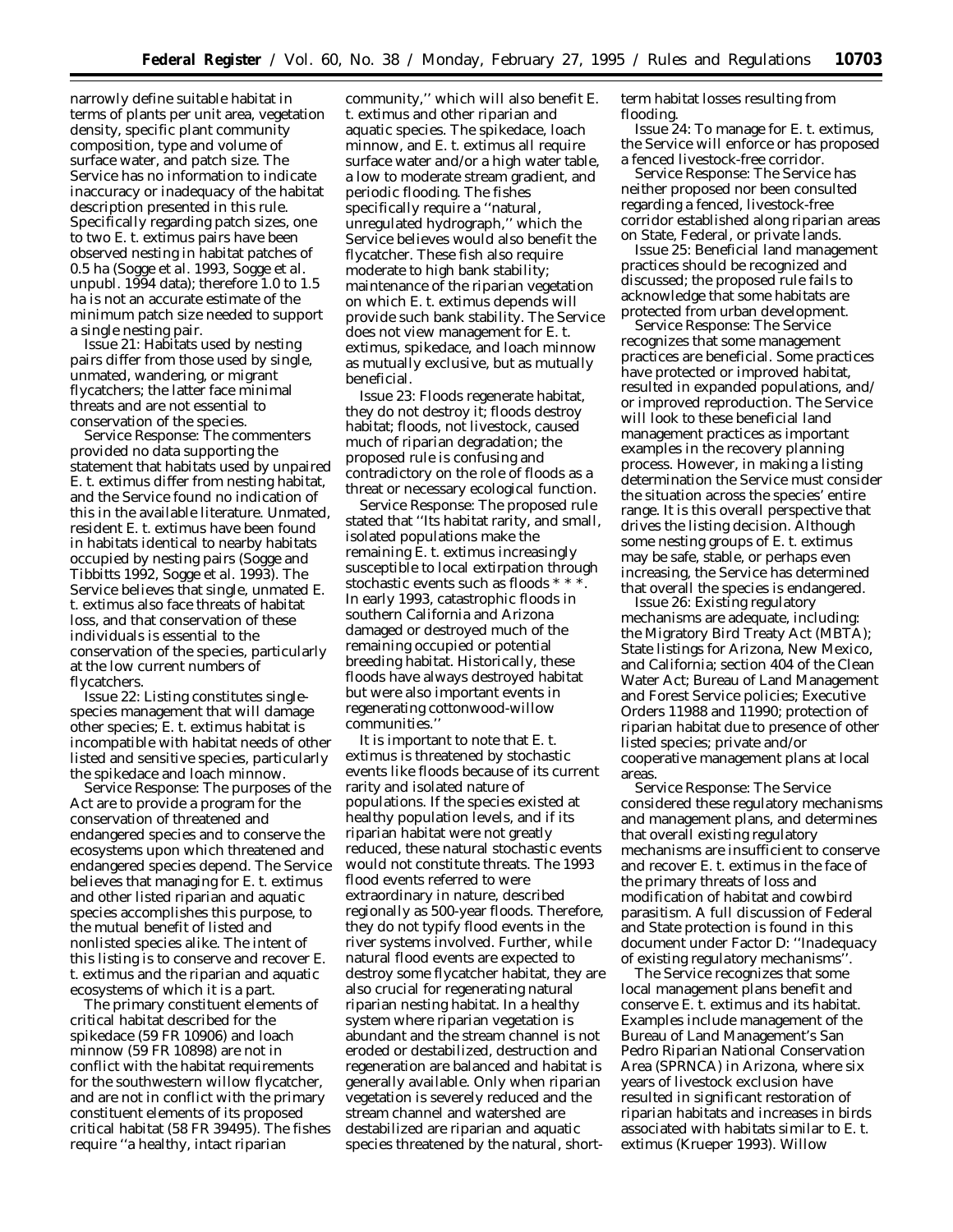narrowly define suitable habitat in terms of plants per unit area, vegetation density, specific plant community composition, type and volume of surface water, and patch size. The Service has no information to indicate inaccuracy or inadequacy of the habitat description presented in this rule. Specifically regarding patch sizes, one to two E. t. extimus pairs have been observed nesting in habitat patches of 0.5 ha (Sogge et al. 1993, Sogge et al. unpubl. 1994 data); therefore 1.0 to 1.5 ha is not an accurate estimate of the minimum patch size needed to support a single nesting pair.

Issue 21: Habitats used by nesting pairs differ from those used by single, unmated, wandering, or migrant flycatchers; the latter face minimal threats and are not essential to conservation of the species.

Service Response: The commenters provided no data supporting the statement that habitats used by unpaired E. t. extimus differ from nesting habitat, and the Service found no indication of this in the available literature. Unmated, resident E. t. extimus have been found in habitats identical to nearby habitats occupied by nesting pairs (Sogge and Tibbitts 1992, Sogge et al. 1993). The Service believes that single, unmated E. t. extimus also face threats of habitat loss, and that conservation of these individuals is essential to the conservation of the species, particularly at the low current numbers of flycatchers.

Issue 22: Listing constitutes single-species management that will damage other species; E. t. extimus habitat is incompatible with habitat needs of other listed and sensitive species, particularly the spikedace and loach minnow.

Service Response: The purposes of the Act are to provide a program for the conservation of threatened and endangered species and to conserve the ecosystems upon which threatened and endangered species depend. The Service believes that managing for E. t. extimus and other listed riparian and aquatic species accomplishes this purpose, to the mutual benefit of listed and nonlisted species alike. The intent of this listing is to conserve and recover E. t. extimus and the riparian and aquatic ecosystems of which it is a part.

The primary constituent elements of critical habitat described for the spikedace (59 FR 10906) and loach minnow (59 FR 10898) are not in conflict with the habitat requirements for the southwestern willow flycatcher, and are not in conflict with the primary constituent elements of its proposed critical habitat (58 FR 39495). The fishes require ''a healthy, intact riparian community,'' which will also benefit E. t. extimus and other riparian and aquatic species. The spikedace, loach minnow, and E. t. extimus all require surface water and/or a high water table, a low to moderate stream gradient, and periodic flooding. The fishes specifically require a ''natural, unregulated hydrograph,'' which the Service believes would also benefit the flycatcher. These fish also require moderate to high bank stability; maintenance of the riparian vegetation on which E. t. extimus depends will provide such bank stability. The Service does not view management for E. t. extimus, spikedace, and loach minnow as mutually exclusive, but as mutually beneficial.

Issue 23: Floods regenerate habitat, they do not destroy it; floods destroy habitat; floods, not livestock, caused much of riparian degradation; the proposed rule is confusing and contradictory on the role of floods as a threat or necessary ecological function.

Service Response: The proposed rule stated that ''Its habitat rarity, and small, isolated populations make the remaining E. t. extimus increasingly susceptible to local extirpation through stochastic events such as floods * * *. In early 1993, catastrophic floods in southern California and Arizona damaged or destroyed much of the remaining occupied or potential breeding habitat. Historically, these floods have always destroyed habitat but were also important events in regenerating cottonwood-willow communities.''

It is important to note that E. t. extimus is threatened by stochastic events like floods because of its current rarity and isolated nature of populations. If the species existed at healthy population levels, and if its riparian habitat were not greatly reduced, these natural stochastic events would not constitute threats. The 1993 flood events referred to were extraordinary in nature, described regionally as 500-year floods. Therefore, they do not typify flood events in the river systems involved. Further, while natural flood events are expected to destroy some flycatcher habitat, they are also crucial for regenerating natural riparian nesting habitat. In a healthy system where riparian vegetation is abundant and the stream channel is not eroded or destabilized, destruction and regeneration are balanced and habitat is generally available. Only when riparian vegetation is severely reduced and the stream channel and watershed are destabilized are riparian and aquatic species threatened by the natural, short-term habitat losses resulting from flooding.

Issue 24: To manage for E. t. extimus, the Service will enforce or has proposed a fenced livestock-free corridor.

Service Response: The Service has neither proposed nor been consulted regarding a fenced, livestock-free corridor established along riparian areas on State, Federal, or private lands.

Issue 25: Beneficial land management practices should be recognized and discussed; the proposed rule fails to acknowledge that some habitats are protected from urban development.

Service Response: The Service recognizes that some management practices are beneficial. Some practices have protected or improved habitat, resulted in expanded populations, and/or improved reproduction. The Service will look to these beneficial land management practices as important examples in the recovery planning process. However, in making a listing determination the Service must consider the situation across the species' entire range. It is this overall perspective that drives the listing decision. Although some nesting groups of E. t. extimus may be safe, stable, or perhaps even increasing, the Service has determined that overall the species is endangered.

Issue 26: Existing regulatory mechanisms are adequate, including: the Migratory Bird Treaty Act (MBTA); State listings for Arizona, New Mexico, and California; section 404 of the Clean Water Act; Bureau of Land Management and Forest Service policies; Executive Orders 11988 and 11990; protection of riparian habitat due to presence of other listed species; private and/or cooperative management plans at local areas.

Service Response: The Service considered these regulatory mechanisms and management plans, and determines that overall existing regulatory mechanisms are insufficient to conserve and recover E. t. extimus in the face of the primary threats of loss and modification of habitat and cowbird parasitism. A full discussion of Federal and State protection is found in this document under Factor D: ''Inadequacy of existing regulatory mechanisms''.

The Service recognizes that some local management plans benefit and conserve E. t. extimus and its habitat. Examples include management of the Bureau of Land Management's San Pedro Riparian National Conservation Area (SPRNCA) in Arizona, where six years of livestock exclusion have resulted in significant restoration of riparian habitats and increases in birds associated with habitats similar to E. t. extimus (Krueper 1993). Willow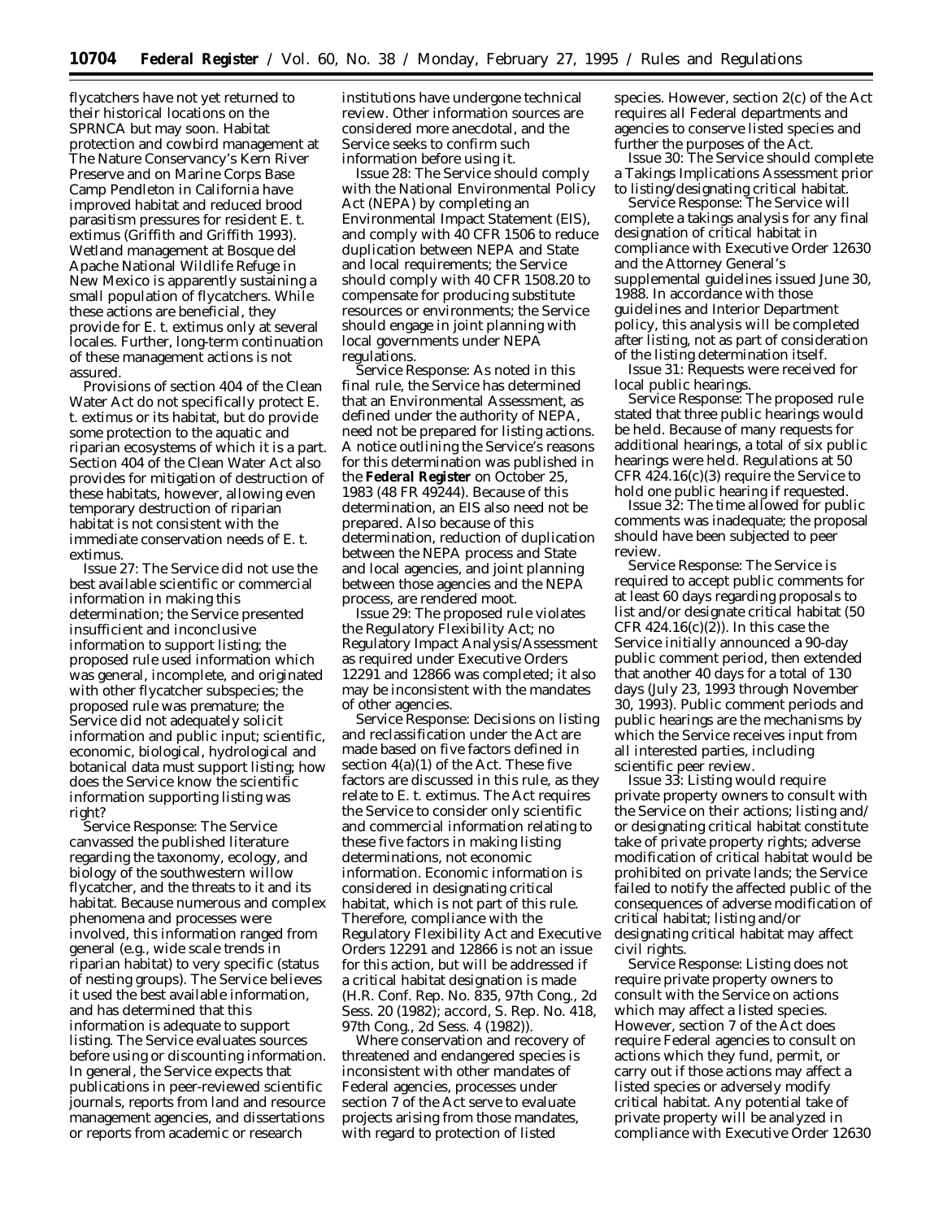flycatchers have not yet returned to their historical locations on the SPRNCA but may soon. Habitat protection and cowbird management at The Nature Conservancy's Kern River Preserve and on Marine Corps Base Camp Pendleton in California have improved habitat and reduced brood parasitism pressures for resident *E. t. extimus* (Griffith and Griffith 1993). Wetland management at Bosque del Apache National Wildlife Refuge in New Mexico is apparently sustaining a small population of flycatchers. While these actions are beneficial, they provide for *E. t. extimus* only at several locales. Further, long-term continuation of these management actions is not assured.

Provisions of section 404 of the Clean Water Act do not specifically protect *E. t. extimus* or its habitat, but do provide some protection to the aquatic and riparian ecosystems of which it is a part. Section 404 of the Clean Water Act also provides for mitigation of destruction of these habitats, however, allowing even temporary destruction of riparian habitat is not consistent with the immediate conservation needs of *E. t. extimus*.

*Issue 27:* The Service did not use the best available scientific or commercial information in making this determination; the Service presented insufficient and inconclusive information to support listing; the proposed rule used information which was general, incomplete, and originated with other flycatcher subspecies; the proposed rule was premature; the Service did not adequately solicit information and public input; scientific, economic, biological, hydrological and botanical data must support listing; how does the Service know the scientific information supporting listing was right?

*Service Response:* The Service canvassed the published literature regarding the taxonomy, ecology, and biology of the southwestern willow flycatcher, and the threats to it and its habitat. Because numerous and complex phenomena and processes were involved, this information ranged from general (e.g., wide scale trends in riparian habitat) to very specific (status of nesting groups). The Service believes it used the best available information, and has determined that this information is adequate to support listing. The Service evaluates sources before using or discounting information. In general, the Service expects that publications in peer-reviewed scientific journals, reports from land and resource management agencies, and dissertations or reports from academic or research institutions have undergone technical review. Other information sources are considered more anecdotal, and the Service seeks to confirm such information before using it.

*Issue 28:* The Service should comply with the National Environmental Policy Act (NEPA) by completing an Environmental Impact Statement (EIS), and comply with 40 CFR 1506 to reduce duplication between NEPA and State and local requirements; the Service should comply with 40 CFR 1508.20 to compensate for producing substitute resources or environments; the Service should engage in joint planning with local governments under NEPA regulations.

*Service Response:* As noted in this final rule, the Service has determined that an Environmental Assessment, as defined under the authority of NEPA, need not be prepared for listing actions. A notice outlining the Service's reasons for this determination was published in the **Federal Register** on October 25, 1983 (48 FR 49244). Because of this determination, an EIS also need not be prepared. Also because of this determination, reduction of duplication between the NEPA process and State and local agencies, and joint planning between those agencies and the NEPA process, are rendered moot.

*Issue 29:* The proposed rule violates the Regulatory Flexibility Act; no Regulatory Impact Analysis/Assessment as required under Executive Orders 12291 and 12866 was completed; it also may be inconsistent with the mandates of other agencies.

*Service Response:* Decisions on listing and reclassification under the Act are made based on five factors defined in section 4(a)(1) of the Act. These five factors are discussed in this rule, as they relate to *E. t. extimus*. The Act requires the Service to consider only scientific and commercial information relating to these five factors in making listing determinations, not economic information. Economic information is considered in designating critical habitat, which is not part of this rule. Therefore, compliance with the Regulatory Flexibility Act and Executive Orders 12291 and 12866 is not an issue for this action, but will be addressed if a critical habitat designation is made (H.R. Conf. Rep. No. 835, 97th Cong., 2d Sess. 20 (1982); accord, S. Rep. No. 418, 97th Cong., 2d Sess. 4 (1982)).

Where conservation and recovery of threatened and endangered species is inconsistent with other mandates of Federal agencies, processes under section 7 of the Act serve to evaluate projects arising from those mandates, with regard to protection of listed species. However, section 2(c) of the Act requires all Federal departments and agencies to conserve listed species and further the purposes of the Act.

*Issue 30:* The Service should complete a Takings Implications Assessment prior to listing/designating critical habitat.

*Service Response:* The Service will complete a takings analysis for any final designation of critical habitat in compliance with Executive Order 12630 and the Attorney General's supplemental guidelines issued June 30, 1988. In accordance with those guidelines and Interior Department policy, this analysis will be completed after listing, not as part of consideration of the listing determination itself.

*Issue 31:* Requests were received for local public hearings.

*Service Response:* The proposed rule stated that three public hearings would be held. Because of many requests for additional hearings, a total of six public hearings were held. Regulations at 50 CFR 424.16(c)(3) require the Service to hold one public hearing if requested.

*Issue 32:* The time allowed for public comments was inadequate; the proposal should have been subjected to peer review.

*Service Response:* The Service is required to accept public comments for at least 60 days regarding proposals to list and/or designate critical habitat (50 CFR 424.16(c)(2)). In this case the Service initially announced a 90-day public comment period, then extended that another 40 days for a total of 130 days (July 23, 1993 through November 30, 1993). Public comment periods and public hearings are the mechanisms by which the Service receives input from all interested parties, including scientific peer review.

*Issue 33:* Listing would require private property owners to consult with the Service on their actions; listing and/or designating critical habitat constitute take of private property rights; adverse modification of critical habitat would be prohibited on private lands; the Service failed to notify the affected public of the consequences of adverse modification of critical habitat; listing and/or designating critical habitat may affect civil rights.

*Service Response:* Listing does not require private property owners to consult with the Service on actions which may affect a listed species. However, section 7 of the Act does require Federal agencies to consult on actions which they fund, permit, or carry out if those actions may affect a listed species or adversely modify critical habitat. Any potential take of private property will be analyzed in compliance with Executive Order 12630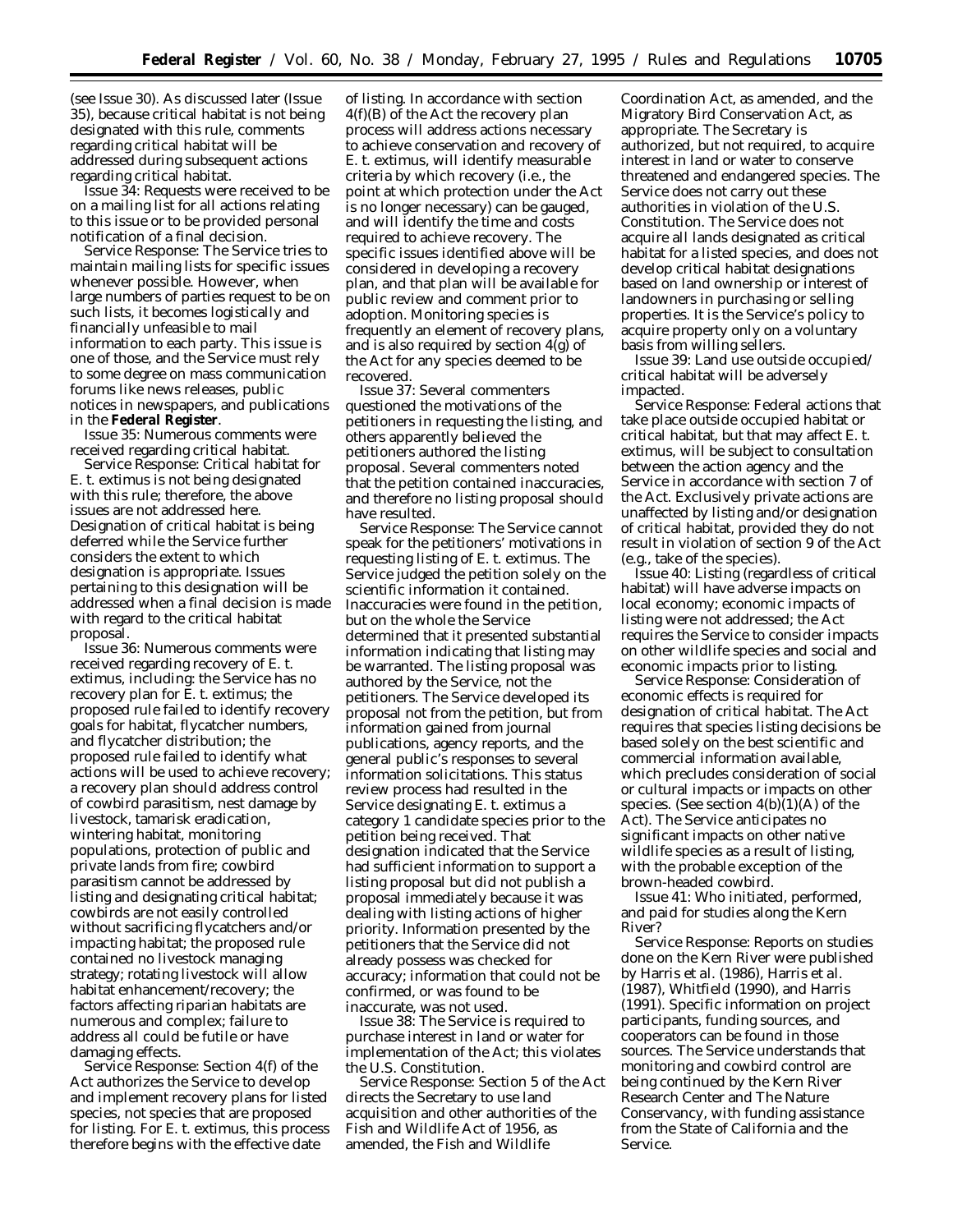(see Issue 30). As discussed later (Issue 35), because critical habitat is not being designated with this rule, comments regarding critical habitat will be addressed during subsequent actions regarding critical habitat.

*Issue 34:* Requests were received to be on a mailing list for all actions relating to this issue or to be provided personal notification of a final decision.

*Service Response:* The Service tries to maintain mailing lists for specific issues whenever possible. However, when large numbers of parties request to be on such lists, it becomes logistically and financially unfeasible to mail information to each party. This issue is one of those, and the Service must rely to some degree on mass communication forums like news releases, public notices in newspapers, and publications in the **Federal Register**.

*Issue 35:* Numerous comments were received regarding critical habitat.

*Service Response:* Critical habitat for *E. t. extimus* is not being designated with this rule; therefore, the above issues are not addressed here. Designation of critical habitat is being deferred while the Service further considers the extent to which designation is appropriate. Issues pertaining to this designation will be addressed when a final decision is made with regard to the critical habitat proposal.

*Issue 36:* Numerous comments were received regarding recovery of *E. t. extimus*, including: the Service has no recovery plan for *E. t. extimus*; the proposed rule failed to identify recovery goals for habitat, flycatcher numbers, and flycatcher distribution; the proposed rule failed to identify what actions will be used to achieve recovery; a recovery plan should address control of cowbird parasitism, nest damage by livestock, tamarisk eradication, wintering habitat, monitoring populations, protection of public and private lands from fire; cowbird parasitism cannot be addressed by listing and designating critical habitat; cowbirds are not easily controlled without sacrificing flycatchers and/or impacting habitat; the proposed rule contained no livestock managing strategy; rotating livestock will allow habitat enhancement/recovery; the factors affecting riparian habitats are numerous and complex; failure to address all could be futile or have damaging effects.

*Service Response:* Section 4(f) of the Act authorizes the Service to develop and implement recovery plans for listed species, not species that are proposed for listing. For *E. t. extimus*, this process therefore begins with the effective date of listing. In accordance with section 4(f)(B) of the Act the recovery plan process will address actions necessary to achieve conservation and recovery of *E. t. extimus*, will identify measurable criteria by which recovery (i.e., the point at which protection under the Act is no longer necessary) can be gauged, and will identify the time and costs required to achieve recovery. The specific issues identified above will be considered in developing a recovery plan, and that plan will be available for public review and comment prior to adoption. Monitoring species is frequently an element of recovery plans, and is also required by section 4(g) of the Act for any species deemed to be recovered.

*Issue 37:* Several commenters questioned the motivations of the petitioners in requesting the listing, and others apparently believed the petitioners authored the listing proposal. Several commenters noted that the petition contained inaccuracies, and therefore no listing proposal should have resulted.

*Service Response:* The Service cannot speak for the petitioners' motivations in requesting listing of *E. t. extimus*. The Service judged the petition solely on the scientific information it contained. Inaccuracies were found in the petition, but on the whole the Service determined that it presented substantial information indicating that listing may be warranted. The listing proposal was authored by the Service, not the petitioners. The Service developed its proposal not from the petition, but from information gained from journal publications, agency reports, and the general public's responses to several information solicitations. This status review process had resulted in the Service designating *E. t. extimus* a category 1 candidate species prior to the petition being received. That designation indicated that the Service had sufficient information to support a listing proposal but did not publish a proposal immediately because it was dealing with listing actions of higher priority. Information presented by the petitioners that the Service did not already possess was checked for accuracy; information that could not be confirmed, or was found to be inaccurate, was not used.

*Issue 38:* The Service is required to purchase interest in land or water for implementation of the Act; this violates the U.S. Constitution.

*Service Response:* Section 5 of the Act directs the Secretary to use land acquisition and other authorities of the Fish and Wildlife Act of 1956, as amended, the Fish and Wildlife Coordination Act, as amended, and the Migratory Bird Conservation Act, as appropriate. The Secretary is authorized, but not required, to acquire interest in land or water to conserve threatened and endangered species. The Service does not carry out these authorities in violation of the U.S. Constitution. The Service does not acquire all lands designated as critical habitat for a listed species, and does not develop critical habitat designations based on land ownership or interest of landowners in purchasing or selling properties. It is the Service's policy to acquire property only on a voluntary basis from willing sellers.

*Issue 39:* Land use outside occupied/critical habitat will be adversely impacted.

*Service Response:* Federal actions that take place outside occupied habitat or critical habitat, but that may affect *E. t. extimus*, will be subject to consultation between the action agency and the Service in accordance with section 7 of the Act. Exclusively private actions are unaffected by listing and/or designation of critical habitat, provided they do not result in violation of section 9 of the Act (e.g., take of the species).

*Issue 40:* Listing (regardless of critical habitat) will have adverse impacts on local economy; economic impacts of listing were not addressed; the Act requires the Service to consider impacts on other wildlife species and social and economic impacts prior to listing.

*Service Response:* Consideration of economic effects is required for designation of critical habitat. The Act requires that species listing decisions be based solely on the best scientific and commercial information available, which precludes consideration of social or cultural impacts or impacts on other species. (See section 4(b)(1)(A) of the Act). The Service anticipates no significant impacts on other native wildlife species as a result of listing, with the probable exception of the brown-headed cowbird.

*Issue 41:* Who initiated, performed, and paid for studies along the Kern River?

*Service Response:* Reports on studies done on the Kern River were published by Harris *et al.* (1986), Harris *et al.* (1987), Whitfield (1990), and Harris (1991). Specific information on project participants, funding sources, and cooperators can be found in those sources. The Service understands that monitoring and cowbird control are being continued by the Kern River Research Center and The Nature Conservancy, with funding assistance from the State of California and the Service.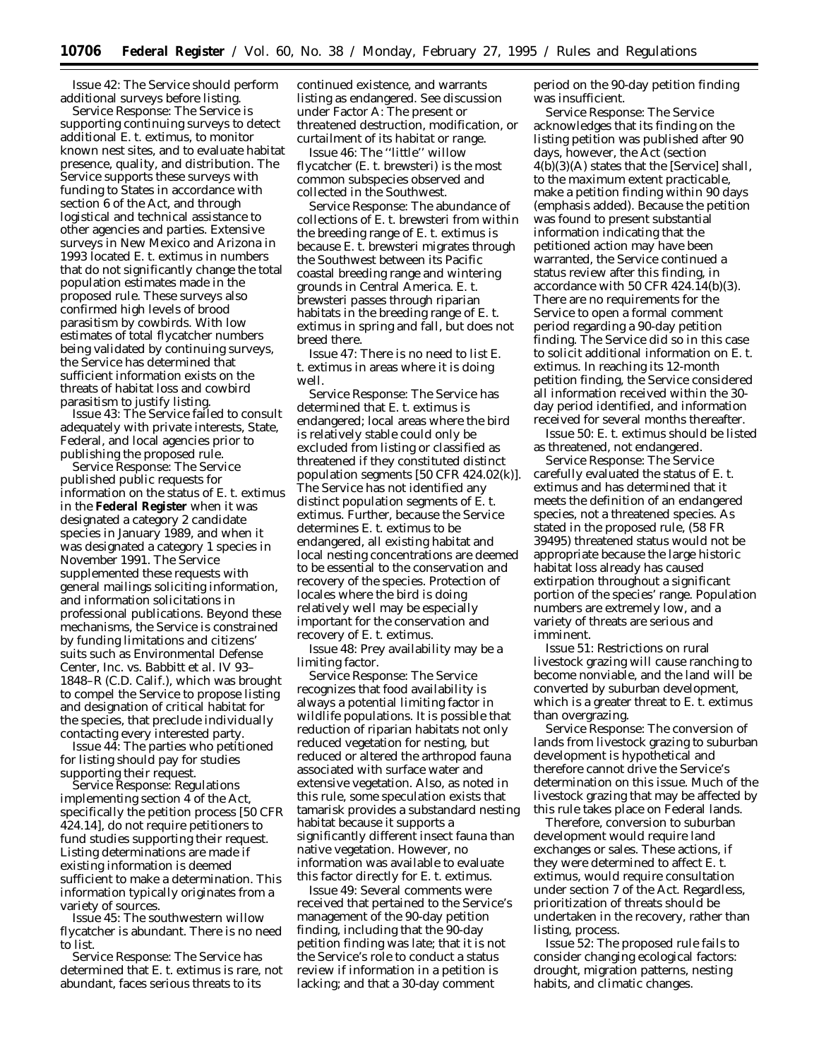Issue 42: The Service should perform additional surveys before listing.

Service Response: The Service is supporting continuing surveys to detect additional *E. t. extimus*, to monitor known nest sites, and to evaluate habitat presence, quality, and distribution. The Service supports these surveys with funding to States in accordance with section 6 of the Act, and through logistical and technical assistance to other agencies and parties. Extensive surveys in New Mexico and Arizona in 1993 located *E. t. extimus* in numbers that do not significantly change the total population estimates made in the proposed rule. These surveys also confirmed high levels of brood parasitism by cowbirds. With low estimates of total flycatcher numbers being validated by continuing surveys, the Service has determined that sufficient information exists on the threats of habitat loss and cowbird parasitism to justify listing.

Issue 43: The Service failed to consult adequately with private interests, State, Federal, and local agencies prior to publishing the proposed rule.

Service Response: The Service published public requests for information on the status of *E. t. extimus* in the **Federal Register** when it was designated a category 2 candidate species in January 1989, and when it was designated a category 1 species in November 1991. The Service supplemented these requests with general mailings soliciting information, and information solicitations in professional publications. Beyond these mechanisms, the Service is constrained by funding limitations and citizens' suits such as Environmental Defense Center, Inc. vs. Babbitt et al. IV 93–1848–R (C.D. Calif.), which was brought to compel the Service to propose listing and designation of critical habitat for the species, that preclude individually contacting every interested party.

Issue 44: The parties who petitioned for listing should pay for studies supporting their request.

Service Response: Regulations implementing section 4 of the Act, specifically the petition process [50 CFR 424.14], do not require petitioners to fund studies supporting their request. Listing determinations are made if existing information is deemed sufficient to make a determination. This information typically originates from a variety of sources.

Issue 45: The southwestern willow flycatcher is abundant. There is no need to list.

Service Response: The Service has determined that *E. t. extimus* is rare, not abundant, faces serious threats to its continued existence, and warrants listing as endangered. See discussion under Factor A: *The present or threatened destruction, modification, or curtailment of its habitat or range.*

Issue 46: The "little" willow flycatcher (*E. t. brewsteri*) is the most common subspecies observed and collected in the Southwest.

Service Response: The abundance of collections of *E. t. brewsteri* from within the breeding range of *E. t. extimus* is because *E. t. brewsteri* migrates through the Southwest between its Pacific coastal breeding range and wintering grounds in Central America. *E. t. brewsteri* passes through riparian habitats in the breeding range of *E. t. extimus* in spring and fall, but does not breed there.

Issue 47: There is no need to list *E. t. extimus* in areas where it is doing well.

Service Response: The Service has determined that *E. t. extimus* is endangered; local areas where the bird is relatively stable could only be excluded from listing or classified as threatened if they constituted distinct population segments [50 CFR 424.02(k)]. The Service has not identified any distinct population segments of *E. t. extimus*. Further, because the Service determines *E. t. extimus* to be endangered, all existing habitat and local nesting concentrations are deemed to be essential to the conservation and recovery of the species. Protection of locales where the bird is doing relatively well may be especially important for the conservation and recovery of *E. t. extimus*.

Issue 48: Prey availability may be a limiting factor.

Service Response: The Service recognizes that food availability is always a potential limiting factor in wildlife populations. It is possible that reduction of riparian habitats not only reduced vegetation for nesting, but reduced or altered the arthropod fauna associated with surface water and extensive vegetation. Also, as noted in this rule, some speculation exists that tamarisk provides a substandard nesting habitat because it supports a significantly different insect fauna than native vegetation. However, no information was available to evaluate this factor directly for *E. t. extimus*.

Issue 49: Several comments were received that pertained to the Service's management of the 90-day petition finding, including that the 90-day petition finding was late; that it is not the Service's role to conduct a status review if information in a petition is lacking; and that a 30-day comment period on the 90-day petition finding was insufficient.

Service Response: The Service acknowledges that its finding on the listing petition was published after 90 days, however, the Act (section 4(b)(3)(A) states that the [Service] shall, to the maximum extent practicable, make a petition finding within 90 days (emphasis added). Because the petition was found to present substantial information indicating that the petitioned action may have been warranted, the Service continued a status review after this finding, in accordance with 50 CFR 424.14(b)(3). There are no requirements for the Service to open a formal comment period regarding a 90-day petition finding. The Service did so in this case to solicit additional information on *E. t. extimus*. In reaching its 12-month petition finding, the Service considered all information received within the 30-day period identified, and information received for several months thereafter.

Issue 50: *E. t. extimus* should be listed as threatened, not endangered.

Service Response: The Service carefully evaluated the status of *E. t. extimus* and has determined that it meets the definition of an endangered species, not a threatened species. As stated in the proposed rule, (58 FR 39495) threatened status would not be appropriate because the large historic habitat loss already has caused extirpation throughout a significant portion of the species' range. Population numbers are extremely low, and a variety of threats are serious and imminent.

Issue 51: Restrictions on rural livestock grazing will cause ranching to become nonviable, and the land will be converted by suburban development, which is a greater threat to *E. t. extimus* than overgrazing.

Service Response: The conversion of lands from livestock grazing to suburban development is hypothetical and therefore cannot drive the Service's determination on this issue. Much of the livestock grazing that may be affected by this rule takes place on Federal lands.

Therefore, conversion to suburban development would require land exchanges or sales. These actions, if they were determined to affect *E. t. extimus*, would require consultation under section 7 of the Act. Regardless, prioritization of threats should be undertaken in the recovery, rather than listing, process.

Issue 52: The proposed rule fails to consider changing ecological factors: drought, migration patterns, nesting habits, and climatic changes.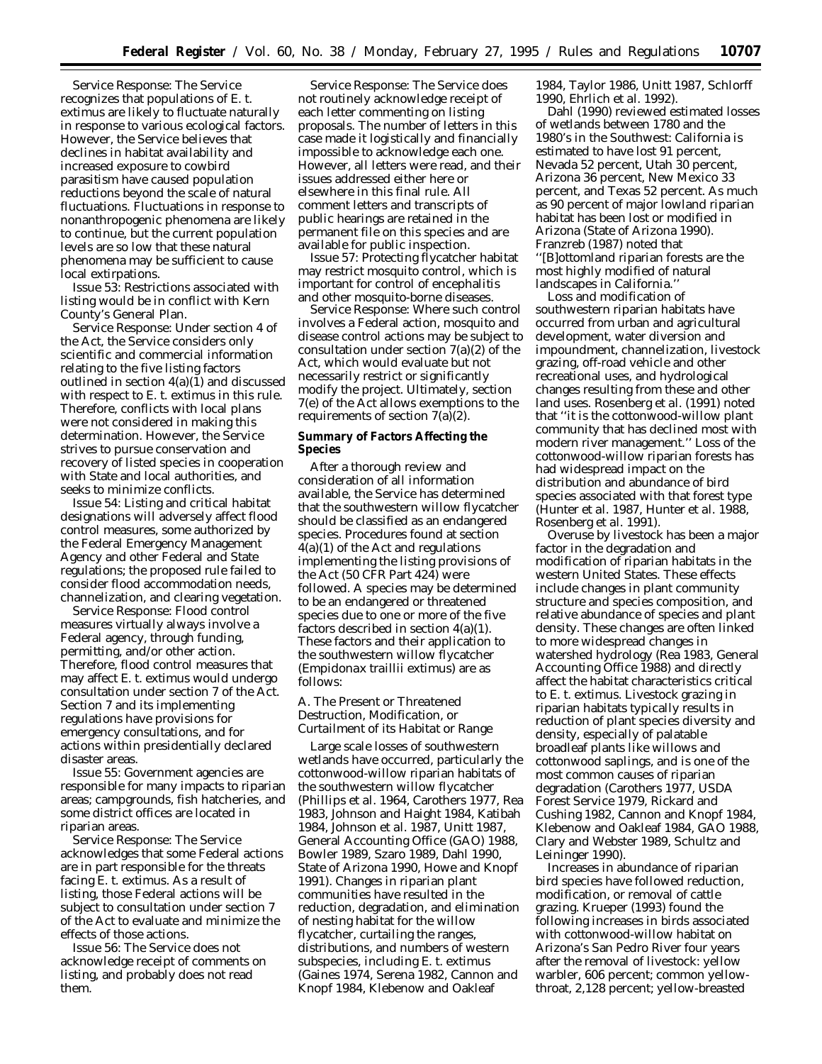Service Response: The Service recognizes that populations of *E. t. extimus* are likely to fluctuate naturally in response to various ecological factors. However, the Service believes that declines in habitat availability and increased exposure to cowbird parasitism have caused population reductions beyond the scale of natural fluctuations. Fluctuations in response to nonanthropogenic phenomena are likely to continue, but the current population levels are so low that these natural phenomena may be sufficient to cause local extirpations.

Issue 53: Restrictions associated with listing would be in conflict with Kern County's General Plan.

Service Response: Under section 4 of the Act, the Service considers only scientific and commercial information relating to the five listing factors outlined in section 4(a)(1) and discussed with respect to *E. t. extimus* in this rule. Therefore, conflicts with local plans were not considered in making this determination. However, the Service strives to pursue conservation and recovery of listed species in cooperation with State and local authorities, and seeks to minimize conflicts.

Issue 54: Listing and critical habitat designations will adversely affect flood control measures, some authorized by the Federal Emergency Management Agency and other Federal and State regulations; the proposed rule failed to consider flood accommodation needs, channelization, and clearing vegetation.

Service Response: Flood control measures virtually always involve a Federal agency, through funding, permitting, and/or other action. Therefore, flood control measures that may affect *E. t. extimus* would undergo consultation under section 7 of the Act. Section 7 and its implementing regulations have provisions for emergency consultations, and for actions within presidentially declared disaster areas.

Issue 55: Government agencies are responsible for many impacts to riparian areas; campgrounds, fish hatcheries, and some district offices are located in riparian areas.

Service Response: The Service acknowledges that some Federal actions are in part responsible for the threats facing *E. t. extimus*. As a result of listing, those Federal actions will be subject to consultation under section 7 of the Act to evaluate and minimize the effects of those actions.

Issue 56: The Service does not acknowledge receipt of comments on listing, and probably does not read them.

Service Response: The Service does not routinely acknowledge receipt of each letter commenting on listing proposals. The number of letters in this case made it logistically and financially impossible to acknowledge each one. However, all letters were read, and their issues addressed either here or elsewhere in this final rule. All comment letters and transcripts of public hearings are retained in the permanent file on this species and are available for public inspection.

Issue 57: Protecting flycatcher habitat may restrict mosquito control, which is important for control of encephalitis and other mosquito-borne diseases.

Service Response: Where such control involves a Federal action, mosquito and disease control actions may be subject to consultation under section 7(a)(2) of the Act, which would evaluate but not necessarily restrict or significantly modify the project. Ultimately, section 7(e) of the Act allows exemptions to the requirements of section 7(a)(2).

**Summary of Factors Affecting the Species**

After a thorough review and consideration of all information available, the Service has determined that the southwestern willow flycatcher should be classified as an endangered species. Procedures found at section 4(a)(1) of the Act and regulations implementing the listing provisions of the Act (50 CFR Part 424) were followed. A species may be determined to be an endangered or threatened species due to one or more of the five factors described in section 4(a)(1). These factors and their application to the southwestern willow flycatcher (*Empidonax traillii extimus*) are as follows:

*A. The Present or Threatened Destruction, Modification, or Curtailment of its Habitat or Range*

Large scale losses of southwestern wetlands have occurred, particularly the cottonwood-willow riparian habitats of the southwestern willow flycatcher (Phillips et al. 1964, Carothers 1977, Rea 1983, Johnson and Haight 1984, Katibah 1984, Johnson et al. 1987, Unitt 1987, General Accounting Office (GAO) 1988, Bowler 1989, Szaro 1989, Dahl 1990, State of Arizona 1990, Howe and Knopf 1991). Changes in riparian plant communities have resulted in the reduction, degradation, and elimination of nesting habitat for the willow flycatcher, curtailing the ranges, distributions, and numbers of western subspecies, including *E. t. extimus* (Gaines 1974, Serena 1982, Cannon and Knopf 1984, Klebenow and Oakleaf 1984, Taylor 1986, Unitt 1987, Schlorff 1990, Ehrlich et al. 1992).

Dahl (1990) reviewed estimated losses of wetlands between 1780 and the 1980's in the Southwest: California is estimated to have lost 91 percent, Nevada 52 percent, Utah 30 percent, Arizona 36 percent, New Mexico 33 percent, and Texas 52 percent. As much as 90 percent of major lowland riparian habitat has been lost or modified in Arizona (State of Arizona 1990). Franzreb (1987) noted that ''[B]ottomland riparian forests are the most highly modified of natural landscapes in California.''

Loss and modification of southwestern riparian habitats have occurred from urban and agricultural development, water diversion and impoundment, channelization, livestock grazing, off-road vehicle and other recreational uses, and hydrological changes resulting from these and other land uses. Rosenberg et al. (1991) noted that ''it is the cottonwood-willow plant community that has declined most with modern river management.'' Loss of the cottonwood-willow riparian forests has had widespread impact on the distribution and abundance of bird species associated with that forest type (Hunter et al. 1987, Hunter et al. 1988, Rosenberg et al. 1991).

Overuse by livestock has been a major factor in the degradation and modification of riparian habitats in the western United States. These effects include changes in plant community structure and species composition, and relative abundance of species and plant density. These changes are often linked to more widespread changes in watershed hydrology (Rea 1983, General Accounting Office 1988) and directly affect the habitat characteristics critical to *E. t. extimus*. Livestock grazing in riparian habitats typically results in reduction of plant species diversity and density, especially of palatable broadleaf plants like willows and cottonwood saplings, and is one of the most common causes of riparian degradation (Carothers 1977, USDA Forest Service 1979, Rickard and Cushing 1982, Cannon and Knopf 1984, Klebenow and Oakleaf 1984, GAO 1988, Clary and Webster 1989, Schultz and Leininger 1990).

Increases in abundance of riparian bird species have followed reduction, modification, or removal of cattle grazing. Krueper (1993) found the following increases in birds associated with cottonwood-willow habitat on Arizona's San Pedro River four years after the removal of livestock: yellow warbler, 606 percent; common yellow-throat, 2,128 percent; yellow-breasted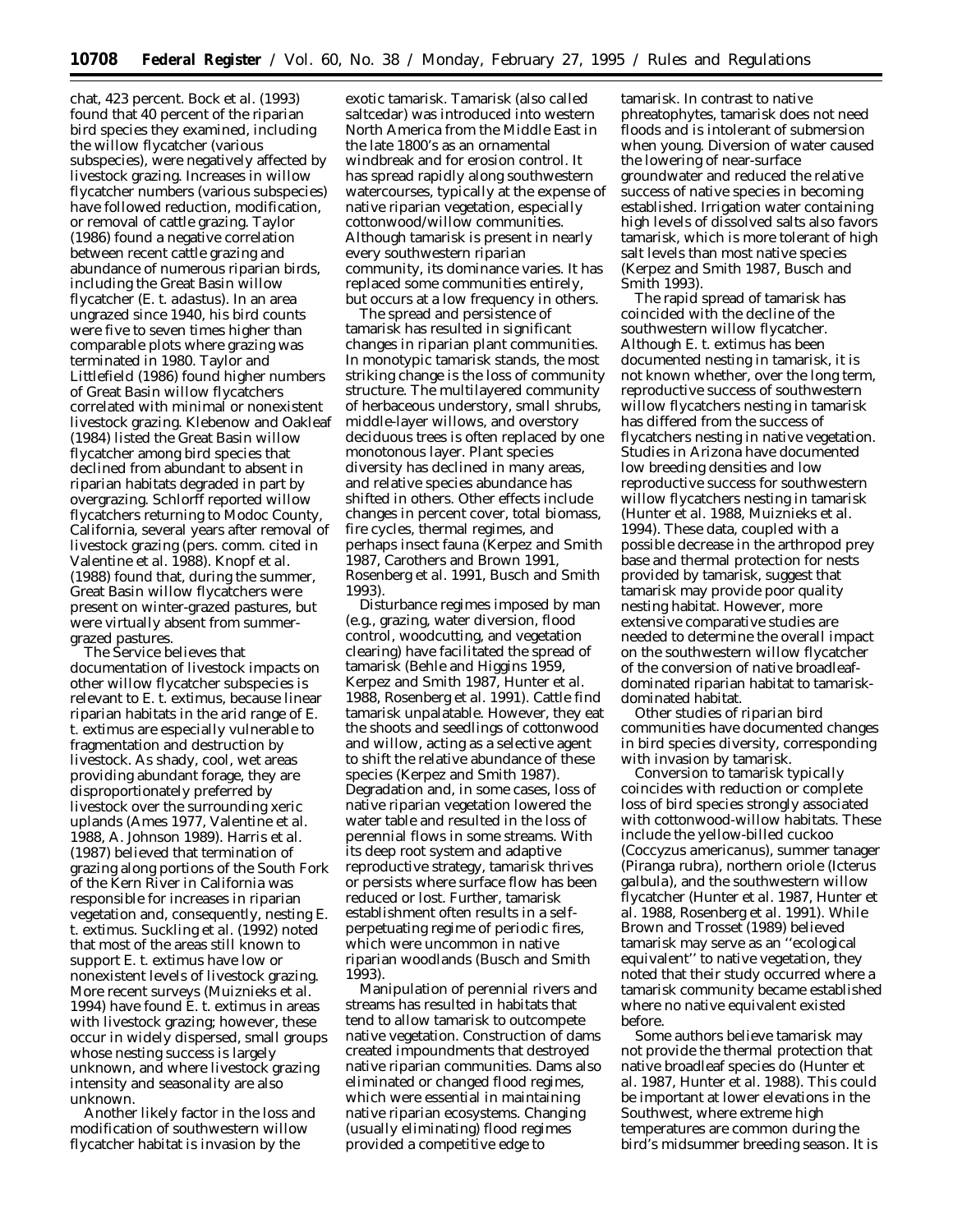chat, 423 percent. Bock et al. (1993) found that 40 percent of the riparian bird species they examined, including the willow flycatcher (various subspecies), were negatively affected by livestock grazing. Increases in willow flycatcher numbers (various subspecies) have followed reduction, modification, or removal of cattle grazing. Taylor (1986) found a negative correlation between recent cattle grazing and abundance of numerous riparian birds, including the Great Basin willow flycatcher (*E. t. adastus*). In an area ungrazed since 1940, his bird counts were five to seven times higher than comparable plots where grazing was terminated in 1980. Taylor and Littlefield (1986) found higher numbers of Great Basin willow flycatchers correlated with minimal or nonexistent livestock grazing. Klebenow and Oakleaf (1984) listed the Great Basin willow flycatcher among bird species that declined from abundant to absent in riparian habitats degraded in part by overgrazing. Schlorff reported willow flycatchers returning to Modoc County, California, several years after removal of livestock grazing (pers. comm. cited in Valentine et al. 1988). Knopf et al. (1988) found that, during the summer, Great Basin willow flycatchers were present on winter-grazed pastures, but were virtually absent from summer-grazed pastures.

The Service believes that documentation of livestock impacts on other willow flycatcher subspecies is relevant to *E. t. extimus*, because linear riparian habitats in the arid range of *E. t. extimus* are especially vulnerable to fragmentation and destruction by livestock. As shady, cool, wet areas providing abundant forage, they are disproportionately preferred by livestock over the surrounding xeric uplands (Ames 1977, Valentine et al. 1988, A. Johnson 1989). Harris et al. (1987) believed that termination of grazing along portions of the South Fork of the Kern River in California was responsible for increases in riparian vegetation and, consequently, nesting *E. t. extimus*. Suckling et al. (1992) noted that most of the areas still known to support *E. t. extimus* have low or nonexistent levels of livestock grazing. More recent surveys (Muiznieks et al. 1994) have found *E. t. extimus* in areas with livestock grazing; however, these occur in widely dispersed, small groups whose nesting success is largely unknown, and where livestock grazing intensity and seasonality are also unknown.

Another likely factor in the loss and modification of southwestern willow flycatcher habitat is invasion by the exotic tamarisk. Tamarisk (also called saltcedar) was introduced into western North America from the Middle East in the late 1800's as an ornamental windbreak and for erosion control. It has spread rapidly along southwestern watercourses, typically at the expense of native riparian vegetation, especially cottonwood/willow communities. Although tamarisk is present in nearly every southwestern riparian community, its dominance varies. It has replaced some communities entirely, but occurs at a low frequency in others.

The spread and persistence of tamarisk has resulted in significant changes in riparian plant communities. In monotypic tamarisk stands, the most striking change is the loss of community structure. The multilayered community of herbaceous understory, small shrubs, middle-layer willows, and overstory deciduous trees is often replaced by one monotonous layer. Plant species diversity has declined in many areas, and relative species abundance has shifted in others. Other effects include changes in percent cover, total biomass, fire cycles, thermal regimes, and perhaps insect fauna (Kerpez and Smith 1987, Carothers and Brown 1991, Rosenberg et al. 1991, Busch and Smith 1993).

Disturbance regimes imposed by man (e.g., grazing, water diversion, flood control, woodcutting, and vegetation clearing) have facilitated the spread of tamarisk (Behle and Higgins 1959, Kerpez and Smith 1987, Hunter et al. 1988, Rosenberg et al. 1991). Cattle find tamarisk unpalatable. However, they eat the shoots and seedlings of cottonwood and willow, acting as a selective agent to shift the relative abundance of these species (Kerpez and Smith 1987). Degradation and, in some cases, loss of native riparian vegetation lowered the water table and resulted in the loss of perennial flows in some streams. With its deep root system and adaptive reproductive strategy, tamarisk thrives or persists where surface flow has been reduced or lost. Further, tamarisk establishment often results in a self-perpetuating regime of periodic fires, which were uncommon in native riparian woodlands (Busch and Smith 1993).

Manipulation of perennial rivers and streams has resulted in habitats that tend to allow tamarisk to outcompete native vegetation. Construction of dams created impoundments that destroyed native riparian communities. Dams also eliminated or changed flood regimes, which were essential in maintaining native riparian ecosystems. Changing (usually eliminating) flood regimes provided a competitive edge to tamarisk. In contrast to native phreatophytes, tamarisk does not need floods and is intolerant of submersion when young. Diversion of water caused the lowering of near-surface groundwater and reduced the relative success of native species in becoming established. Irrigation water containing high levels of dissolved salts also favors tamarisk, which is more tolerant of high salt levels than most native species (Kerpez and Smith 1987, Busch and Smith 1993).

The rapid spread of tamarisk has coincided with the decline of the southwestern willow flycatcher. Although *E. t. extimus* has been documented nesting in tamarisk, it is not known whether, over the long term, reproductive success of southwestern willow flycatchers nesting in tamarisk has differed from the success of flycatchers nesting in native vegetation. Studies in Arizona have documented low breeding densities and low reproductive success for southwestern willow flycatchers nesting in tamarisk (Hunter et al. 1988, Muiznieks et al. 1994). These data, coupled with a possible decrease in the arthropod prey base and thermal protection for nests provided by tamarisk, suggest that tamarisk may provide poor quality nesting habitat. However, more extensive comparative studies are needed to determine the overall impact on the southwestern willow flycatcher of the conversion of native broadleaf-dominated riparian habitat to tamarisk-dominated habitat.

Other studies of riparian bird communities have documented changes in bird species diversity, corresponding with invasion by tamarisk.

Conversion to tamarisk typically coincides with reduction or complete loss of bird species strongly associated with cottonwood-willow habitats. These include the yellow-billed cuckoo (*Coccyzus americanus*), summer tanager (*Piranga rubra*), northern oriole (*Icterus galbula*), and the southwestern willow flycatcher (Hunter et al. 1987, Hunter et al. 1988, Rosenberg et al. 1991). While Brown and Trosset (1989) believed tamarisk may serve as an ''ecological equivalent'' to native vegetation, they noted that their study occurred where a tamarisk community became established where no native equivalent existed before.

Some authors believe tamarisk may not provide the thermal protection that native broadleaf species do (Hunter et al. 1987, Hunter et al. 1988). This could be important at lower elevations in the Southwest, where extreme high temperatures are common during the bird's midsummer breeding season. It is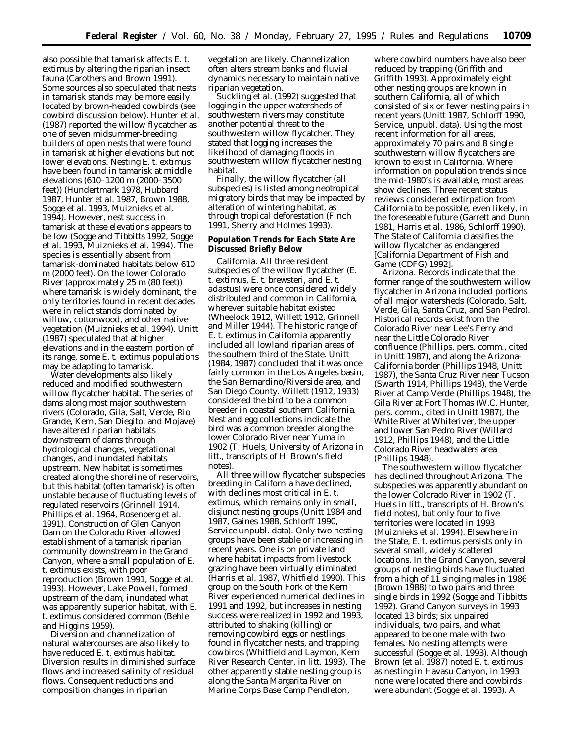also possible that tamarisk affects E. t. extimus by altering the riparian insect fauna (Carothers and Brown 1991). Some sources also speculated that nests in tamarisk stands may be more easily located by brown-headed cowbirds (see cowbird discussion below). Hunter et al. (1987) reported the willow flycatcher as one of seven midsummer-breeding builders of open nests that were found in tamarisk at higher elevations but not lower elevations. Nesting E. t. extimus have been found in tamarisk at middle elevations (610–1200 m (2000–3500 feet)) (Hundertmark 1978, Hubbard 1987, Hunter et al. 1987, Brown 1988, Sogge et al. 1993, Muiznieks et al. 1994). However, nest success in tamarisk at these elevations appears to be low (Sogge and Tibbitts 1992, Sogge et al. 1993, Muiznieks et al. 1994). The species is essentially absent from tamarisk-dominated habitats below 610 m (2000 feet). On the lower Colorado River (approximately 25 m (80 feet)) where tamarisk is widely dominant, the only territories found in recent decades were in relict stands dominated by willow, cottonwood, and other native vegetation (Muiznieks et al. 1994). Unitt (1987) speculated that at higher elevations and in the eastern portion of its range, some E. t. extimus populations may be adapting to tamarisk.

Water developments also likely reduced and modified southwestern willow flycatcher habitat. The series of dams along most major southwestern rivers (Colorado, Gila, Salt, Verde, Rio Grande, Kern, San Diegito, and Mojave) have altered riparian habitats downstream of dams through hydrological changes, vegetational changes, and inundated habitats upstream. New habitat is sometimes created along the shoreline of reservoirs, but this habitat (often tamarisk) is often unstable because of fluctuating levels of regulated reservoirs (Grinnell 1914, Phillips et al. 1964, Rosenberg et al. 1991). Construction of Glen Canyon Dam on the Colorado River allowed establishment of a tamarisk riparian community downstream in the Grand Canyon, where a small population of E. t. extimus exists, with poor reproduction (Brown 1991, Sogge et al. 1993). However, Lake Powell, formed upstream of the dam, inundated what was apparently superior habitat, with E. t. extimus considered common (Behle and Higgins 1959).

Diversion and channelization of natural watercourses are also likely to have reduced E. t. extimus habitat. Diversion results in diminished surface flows and increased salinity of residual flows. Consequent reductions and composition changes in riparian vegetation are likely. Channelization often alters stream banks and fluvial dynamics necessary to maintain native riparian vegetation.

Suckling et al. (1992) suggested that logging in the upper watersheds of southwestern rivers may constitute another potential threat to the southwestern willow flycatcher. They stated that logging increases the likelihood of damaging floods in southwestern willow flycatcher nesting habitat.

Finally, the willow flycatcher (all subspecies) is listed among neotropical migratory birds that may be impacted by alteration of wintering habitat, as through tropical deforestation (Finch 1991, Sherry and Holmes 1993).

**Population Trends for Each State Are Discussed Briefly Below**

*California.* All three resident subspecies of the willow flycatcher (E. t. extimus, E. t. brewsteri, and E. t. adastus) were once considered widely distributed and common in California, wherever suitable habitat existed (Wheelock 1912, Willett 1912, Grinnell and Miller 1944). The historic range of E. t. extimus in California apparently included all lowland riparian areas of the southern third of the State. Unitt (1984, 1987) concluded that it was once fairly common in the Los Angeles basin, the San Bernardino/Riverside area, and San Diego County. Willett (1912, 1933) considered the bird to be a common breeder in coastal southern California. Nest and egg collections indicate the bird was a common breeder along the lower Colorado River near Yuma in 1902 (T. Huels, University of Arizona in litt., transcripts of H. Brown's field notes).

All three willow flycatcher subspecies breeding in California have declined, with declines most critical in E. t. extimus, which remains only in small, disjunct nesting groups (Unitt 1984 and 1987, Gaines 1988, Schlorff 1990, Service unpubl. data). Only two nesting groups have been stable or increasing in recent years. One is on private land where habitat impacts from livestock grazing have been virtually eliminated (Harris et al. 1987, Whitfield 1990). This group on the South Fork of the Kern River experienced numerical declines in 1991 and 1992, but increases in nesting success were realized in 1992 and 1993, attributed to shaking (killing) or removing cowbird eggs or nestlings found in flycatcher nests, and trapping cowbirds (Whitfield and Laymon, Kern River Research Center, in litt. 1993). The other apparently stable nesting group is along the Santa Margarita River on Marine Corps Base Camp Pendleton, where cowbird numbers have also been reduced by trapping (Griffith and Griffith 1993). Approximately eight other nesting groups are known in southern California, all of which consisted of six or fewer nesting pairs in recent years (Unitt 1987, Schlorff 1990, Service, unpubl. data). Using the most recent information for all areas, approximately 70 pairs and 8 single southwestern willow flycatchers are known to exist in California. Where information on population trends since the mid-1980's is available, most areas show declines. Three recent status reviews considered extirpation from California to be possible, even likely, in the foreseeable future (Garrett and Dunn 1981, Harris et al. 1986, Schlorff 1990). The State of California classifies the willow flycatcher as endangered [California Department of Fish and Game (CDFG) 1992].

*Arizona.* Records indicate that the former range of the southwestern willow flycatcher in Arizona included portions of all major watersheds (Colorado, Salt, Verde, Gila, Santa Cruz, and San Pedro). Historical records exist from the Colorado River near Lee's Ferry and near the Little Colorado River confluence (Phillips, pers. comm., cited in Unitt 1987), and along the Arizona-California border (Phillips 1948, Unitt 1987), the Santa Cruz River near Tucson (Swarth 1914, Phillips 1948), the Verde River at Camp Verde (Phillips 1948), the Gila River at Fort Thomas (W.C. Hunter, pers. comm., cited in Unitt 1987), the White River at Whiteriver, the upper and lower San Pedro River (Willard 1912, Phillips 1948), and the Little Colorado River headwaters area (Phillips 1948).

The southwestern willow flycatcher has declined throughout Arizona. The subspecies was apparently abundant on the lower Colorado River in 1902 (T. Huels in litt., transcripts of H. Brown's field notes), but only four to five territories were located in 1993 (Muiznieks et al. 1994). Elsewhere in the State, E. t. extimus persists only in several small, widely scattered locations. In the Grand Canyon, several groups of nesting birds have fluctuated from a high of 11 singing males in 1986 (Brown 1988) to two pairs and three single birds in 1992 (Sogge and Tibbitts 1992). Grand Canyon surveys in 1993 located 13 birds; six unpaired individuals, two pairs, and what appeared to be one male with two females. No nesting attempts were successful (Sogge et al. 1993). Although Brown (et al. 1987) noted E. t. extimus as nesting in Havasu Canyon, in 1993 none were located there and cowbirds were abundant (Sogge et al. 1993). A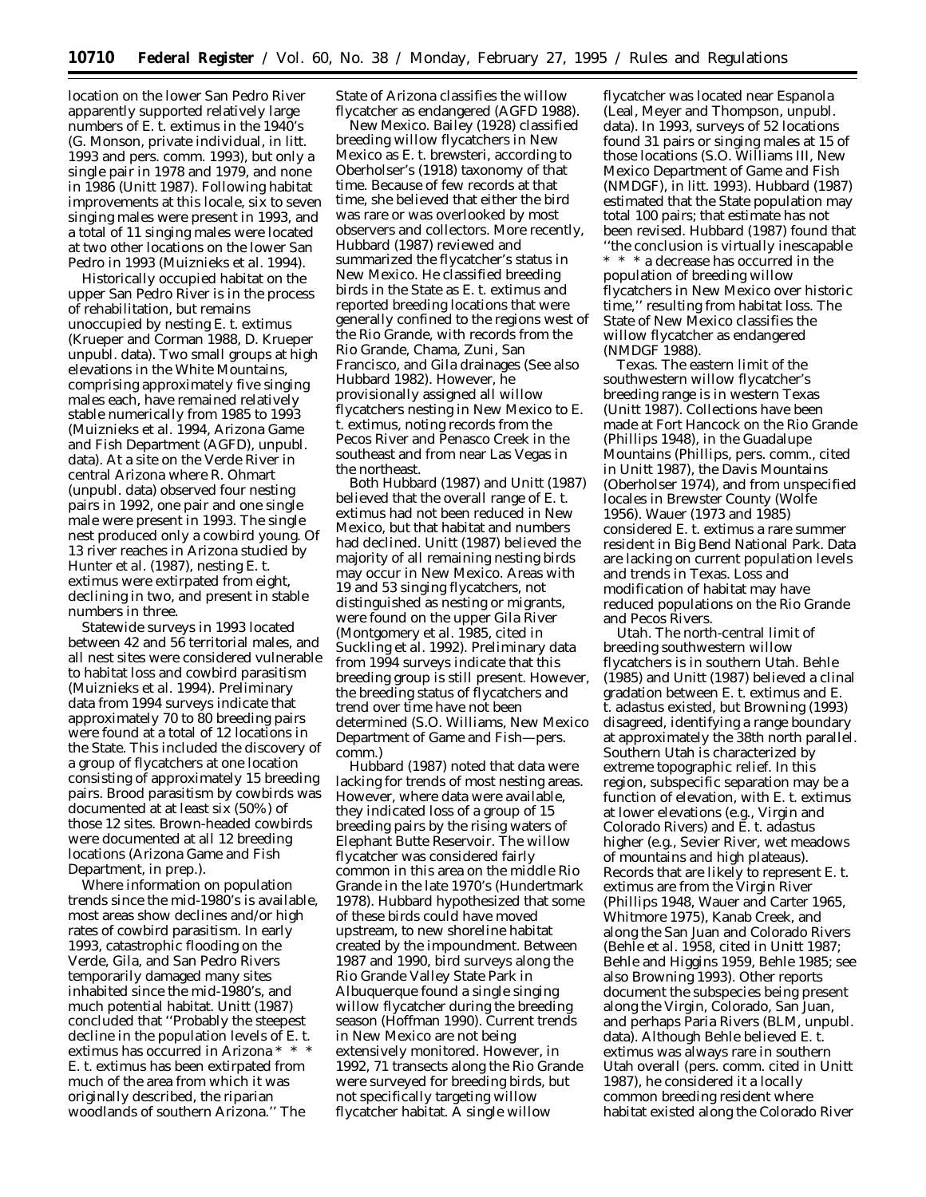location on the lower San Pedro River apparently supported relatively large numbers of *E. t. extimus* in the 1940's (G. Monson, private individual, in litt. 1993 and pers. comm. 1993), but only a single pair in 1978 and 1979, and none in 1986 (Unitt 1987). Following habitat improvements at this locale, six to seven singing males were present in 1993, and a total of 11 singing males were located at two other locations on the lower San Pedro in 1993 (Muiznieks et al. 1994).

Historically occupied habitat on the upper San Pedro River is in the process of rehabilitation, but remains unoccupied by nesting *E. t. extimus* (Krueper and Corman 1988, D. Krueper unpubl. data). Two small groups at high elevations in the White Mountains, comprising approximately five singing males each, have remained relatively stable numerically from 1985 to 1993 (Muiznieks et al. 1994, Arizona Game and Fish Department (AGFD), unpubl. data). At a site on the Verde River in central Arizona where R. Ohmart (unpubl. data) observed four nesting pairs in 1992, one pair and one single male were present in 1993. The single nest produced only a cowbird young. Of 13 river reaches in Arizona studied by Hunter et al. (1987), nesting *E. t. extimus* were extirpated from eight, declining in two, and present in stable numbers in three.

Statewide surveys in 1993 located between 42 and 56 territorial males, and all nest sites were considered vulnerable to habitat loss and cowbird parasitism (Muiznieks et al. 1994). Preliminary data from 1994 surveys indicate that approximately 70 to 80 breeding pairs were found at a total of 12 locations in the State. This included the discovery of a group of flycatchers at one location consisting of approximately 15 breeding pairs. Brood parasitism by cowbirds was documented at at least six (50%) of those 12 sites. Brown-headed cowbirds were documented at all 12 breeding locations (Arizona Game and Fish Department, in prep.).

Where information on population trends since the mid-1980's is available, most areas show declines and/or high rates of cowbird parasitism. In early 1993, catastrophic flooding on the Verde, Gila, and San Pedro Rivers temporarily damaged many sites inhabited since the mid-1980's, and much potential habitat. Unitt (1987) concluded that ''Probably the steepest decline in the population levels of *E. t. extimus* has occurred in Arizona * * * *E. t. extimus* has been extirpated from much of the area from which it was originally described, the riparian woodlands of southern Arizona.'' The State of Arizona classifies the willow flycatcher as endangered (AGFD 1988).

*New Mexico.* Bailey (1928) classified breeding willow flycatchers in New Mexico as *E. t. brewsteri*, according to Oberholser's (1918) taxonomy of that time. Because of few records at that time, she believed that either the bird was rare or was overlooked by most observers and collectors. More recently, Hubbard (1987) reviewed and summarized the flycatcher's status in New Mexico. He classified breeding birds in the State as *E. t. extimus* and reported breeding locations that were generally confined to the regions west of the Rio Grande, with records from the Rio Grande, Chama, Zuni, San Francisco, and Gila drainages (See also Hubbard 1982). However, he provisionally assigned all willow flycatchers nesting in New Mexico to *E. t. extimus*, noting records from the Pecos River and Penasco Creek in the southeast and from near Las Vegas in the northeast.

Both Hubbard (1987) and Unitt (1987) believed that the overall range of *E. t. extimus* had not been reduced in New Mexico, but that habitat and numbers had declined. Unitt (1987) believed the majority of all remaining nesting birds may occur in New Mexico. Areas with 19 and 53 singing flycatchers, not distinguished as nesting or migrants, were found on the upper Gila River (Montgomery et al. 1985, cited in Suckling et al. 1992). Preliminary data from 1994 surveys indicate that this breeding group is still present. However, the breeding status of flycatchers and trend over time have not been determined (S.O. Williams, New Mexico Department of Game and Fish—pers. comm.)

Hubbard (1987) noted that data were lacking for trends of most nesting areas. However, where data were available, they indicated loss of a group of 15 breeding pairs by the rising waters of Elephant Butte Reservoir. The willow flycatcher was considered fairly common in this area on the middle Rio Grande in the late 1970's (Hundertmark 1978). Hubbard hypothesized that some of these birds could have moved upstream, to new shoreline habitat created by the impoundment. Between 1987 and 1990, bird surveys along the Rio Grande Valley State Park in Albuquerque found a single singing willow flycatcher during the breeding season (Hoffman 1990). Current trends in New Mexico are not being extensively monitored. However, in 1992, 71 transects along the Rio Grande were surveyed for breeding birds, but not specifically targeting willow flycatcher habitat. A single willow flycatcher was located near Espanola (Leal, Meyer and Thompson, unpubl. data). In 1993, surveys of 52 locations found 31 pairs or singing males at 15 of those locations (S.O. Williams III, New Mexico Department of Game and Fish (NMDGF), in litt. 1993). Hubbard (1987) estimated that the State population may total 100 pairs; that estimate has not been revised. Hubbard (1987) found that ''the conclusion is virtually inescapable * * * a decrease has occurred in the population of breeding willow flycatchers in New Mexico over historic time,'' resulting from habitat loss. The State of New Mexico classifies the willow flycatcher as endangered (NMDGF 1988).

*Texas.* The eastern limit of the southwestern willow flycatcher's breeding range is in western Texas (Unitt 1987). Collections have been made at Fort Hancock on the Rio Grande (Phillips 1948), in the Guadalupe Mountains (Phillips, pers. comm., cited in Unitt 1987), the Davis Mountains (Oberholser 1974), and from unspecified locales in Brewster County (Wolfe 1956). Wauer (1973 and 1985) considered *E. t. extimus* a rare summer resident in Big Bend National Park. Data are lacking on current population levels and trends in Texas. Loss and modification of habitat may have reduced populations on the Rio Grande and Pecos Rivers.

*Utah.* The north-central limit of breeding southwestern willow flycatchers is in southern Utah. Behle (1985) and Unitt (1987) believed a clinal gradation between *E. t. extimus* and *E. t. adastus* existed, but Browning (1993) disagreed, identifying a range boundary at approximately the 38th north parallel. Southern Utah is characterized by extreme topographic relief. In this region, subspecific separation may be a function of elevation, with *E. t. extimus* at lower elevations (e.g., Virgin and Colorado Rivers) and *E. t. adastus* higher (e.g., Sevier River, wet meadows of mountains and high plateaus). Records that are likely to represent *E. t. extimus* are from the Virgin River (Phillips 1948, Wauer and Carter 1965, Whitmore 1975), Kanab Creek, and along the San Juan and Colorado Rivers (Behle et al. 1958, cited in Unitt 1987; Behle and Higgins 1959, Behle 1985; see also Browning 1993). Other reports document the subspecies being present along the Virgin, Colorado, San Juan, and perhaps Paria Rivers (BLM, unpubl. data). Although Behle believed *E. t. extimus* was always rare in southern Utah overall (pers. comm. cited in Unitt 1987), he considered it a locally common breeding resident where habitat existed along the Colorado River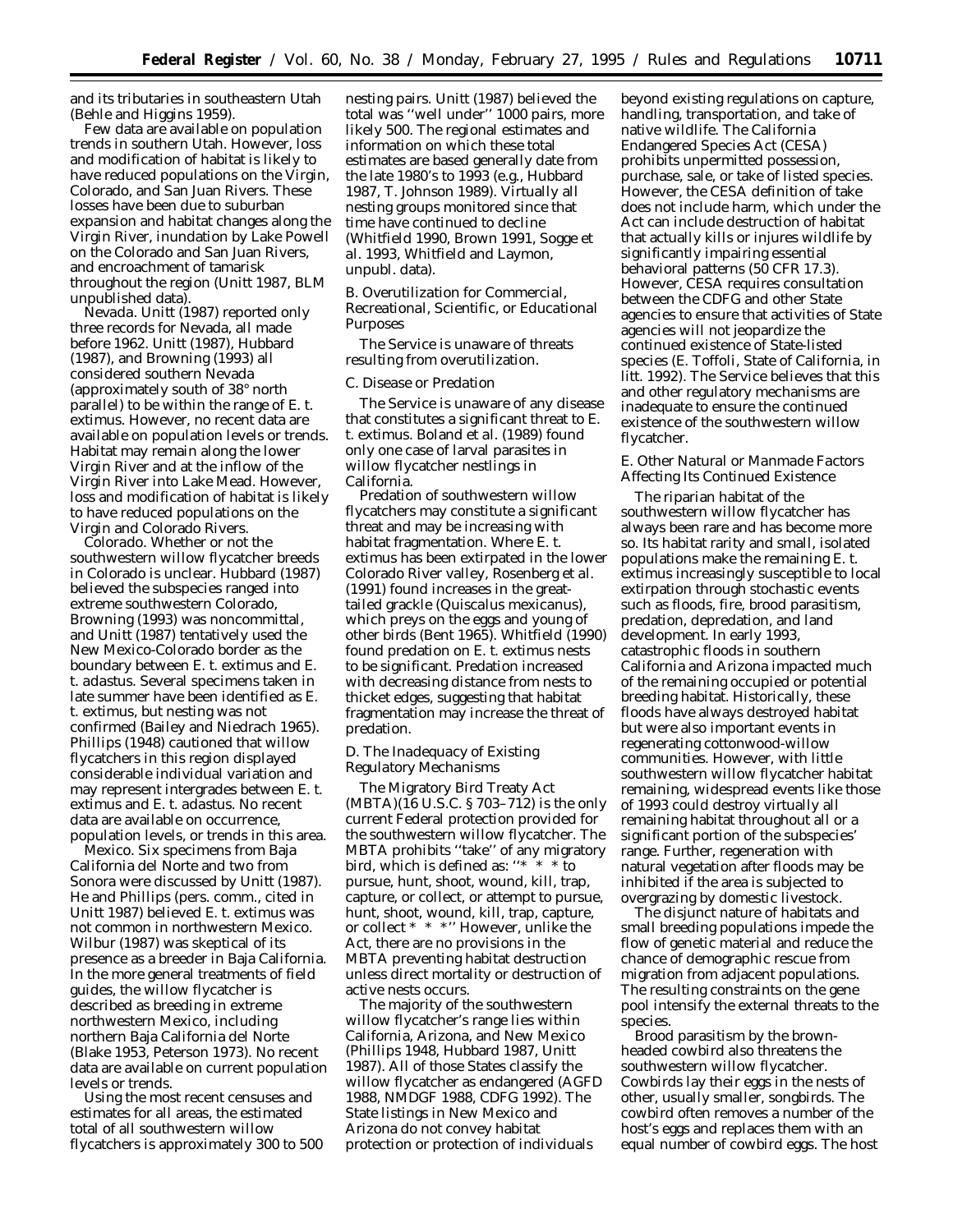and its tributaries in southeastern Utah (Behle and Higgins 1959).

Few data are available on population trends in southern Utah. However, loss and modification of habitat is likely to have reduced populations on the Virgin, Colorado, and San Juan Rivers. These losses have been due to suburban expansion and habitat changes along the Virgin River, inundation by Lake Powell on the Colorado and San Juan Rivers, and encroachment of tamarisk throughout the region (Unitt 1987, BLM unpublished data).

*Nevada.* Unitt (1987) reported only three records for Nevada, all made before 1962. Unitt (1987), Hubbard (1987), and Browning (1993) all considered southern Nevada (approximately south of 38° north parallel) to be within the range of *E. t. extimus.* However, no recent data are available on population levels or trends. Habitat may remain along the lower Virgin River and at the inflow of the Virgin River into Lake Mead. However, loss and modification of habitat is likely to have reduced populations on the Virgin and Colorado Rivers.

*Colorado.* Whether or not the southwestern willow flycatcher breeds in Colorado is unclear. Hubbard (1987) believed the subspecies ranged into extreme southwestern Colorado, Browning (1993) was noncommittal, and Unitt (1987) tentatively used the New Mexico-Colorado border as the boundary between *E. t. extimus* and *E. t. adastus.* Several specimens taken in late summer have been identified as *E. t. extimus,* but nesting was not confirmed (Bailey and Niedrach 1965). Phillips (1948) cautioned that willow flycatchers in this region displayed considerable individual variation and may represent intergrades between *E. t. extimus* and *E. t. adastus.* No recent data are available on occurrence, population levels, or trends in this area.

*Mexico.* Six specimens from Baja California del Norte and two from Sonora were discussed by Unitt (1987). He and Phillips (pers. comm., cited in Unitt 1987) believed *E. t. extimus* was not common in northwestern Mexico. Wilbur (1987) was skeptical of its presence as a breeder in Baja California. In the more general treatments of field guides, the willow flycatcher is described as breeding in extreme northwestern Mexico, including northern Baja California del Norte (Blake 1953, Peterson 1973). No recent data are available on current population levels or trends.

Using the most recent censuses and estimates for all areas, the estimated total of all southwestern willow flycatchers is approximately 300 to 500 nesting pairs. Unitt (1987) believed the total was ''well under'' 1000 pairs, more likely 500. The regional estimates and information on which these total estimates are based generally date from the late 1980's to 1993 (e.g., Hubbard 1987, T. Johnson 1989). Virtually all nesting groups monitored since that time have continued to decline (Whitfield 1990, Brown 1991, Sogge et al. 1993, Whitfield and Laymon, unpubl. data).

*B. Overutilization for Commercial, Recreational, Scientific, or Educational Purposes*

The Service is unaware of threats resulting from overutilization.

*C. Disease or Predation*

The Service is unaware of any disease that constitutes a significant threat to *E. t. extimus.* Boland et al. (1989) found only one case of larval parasites in willow flycatcher nestlings in California.

Predation of southwestern willow flycatchers may constitute a significant threat and may be increasing with habitat fragmentation. Where *E. t. extimus* has been extirpated in the lower Colorado River valley, Rosenberg et al. (1991) found increases in the great-tailed grackle (*Quiscalus mexicanus*), which preys on the eggs and young of other birds (Bent 1965). Whitfield (1990) found predation on *E. t. extimus* nests to be significant. Predation increased with decreasing distance from nests to thicket edges, suggesting that habitat fragmentation may increase the threat of predation.

*D. The Inadequacy of Existing Regulatory Mechanisms*

The Migratory Bird Treaty Act (MBTA)(16 U.S.C. § 703–712) is the only current Federal protection provided for the southwestern willow flycatcher. The MBTA prohibits ''take'' of any migratory bird, which is defined as: ''* * * to pursue, hunt, shoot, wound, kill, trap, capture, or collect, or attempt to pursue, hunt, shoot, wound, kill, trap, capture, or collect * * *'' However, unlike the Act, there are no provisions in the MBTA preventing habitat destruction unless direct mortality or destruction of active nests occurs.

The majority of the southwestern willow flycatcher's range lies within California, Arizona, and New Mexico (Phillips 1948, Hubbard 1987, Unitt 1987). All of those States classify the willow flycatcher as endangered (AGFD 1988, NMDGF 1988, CDFG 1992). The State listings in New Mexico and Arizona do not convey habitat protection or protection of individuals beyond existing regulations on capture, handling, transportation, and take of native wildlife. The California Endangered Species Act (CESA) prohibits unpermitted possession, purchase, sale, or take of listed species. However, the CESA definition of take does not include harm, which under the Act can include destruction of habitat that actually kills or injures wildlife by significantly impairing essential behavioral patterns (50 CFR 17.3). However, CESA requires consultation between the CDFG and other State agencies to ensure that activities of State agencies will not jeopardize the continued existence of State-listed species (E. Toffoli, State of California, in litt. 1992). The Service believes that this and other regulatory mechanisms are inadequate to ensure the continued existence of the southwestern willow flycatcher.

*E. Other Natural or Manmade Factors Affecting Its Continued Existence*

The riparian habitat of the southwestern willow flycatcher has always been rare and has become more so. Its habitat rarity and small, isolated populations make the remaining *E. t. extimus* increasingly susceptible to local extirpation through stochastic events such as floods, fire, brood parasitism, predation, depredation, and land development. In early 1993, catastrophic floods in southern California and Arizona impacted much of the remaining occupied or potential breeding habitat. Historically, these floods have always destroyed habitat but were also important events in regenerating cottonwood-willow communities. However, with little southwestern willow flycatcher habitat remaining, widespread events like those of 1993 could destroy virtually all remaining habitat throughout all or a significant portion of the subspecies' range. Further, regeneration with natural vegetation after floods may be inhibited if the area is subjected to overgrazing by domestic livestock.

The disjunct nature of habitats and small breeding populations impede the flow of genetic material and reduce the chance of demographic rescue from migration from adjacent populations. The resulting constraints on the gene pool intensify the external threats to the species.

Brood parasitism by the brown-headed cowbird also threatens the southwestern willow flycatcher. Cowbirds lay their eggs in the nests of other, usually smaller, songbirds. The cowbird often removes a number of the host's eggs and replaces them with an equal number of cowbird eggs. The host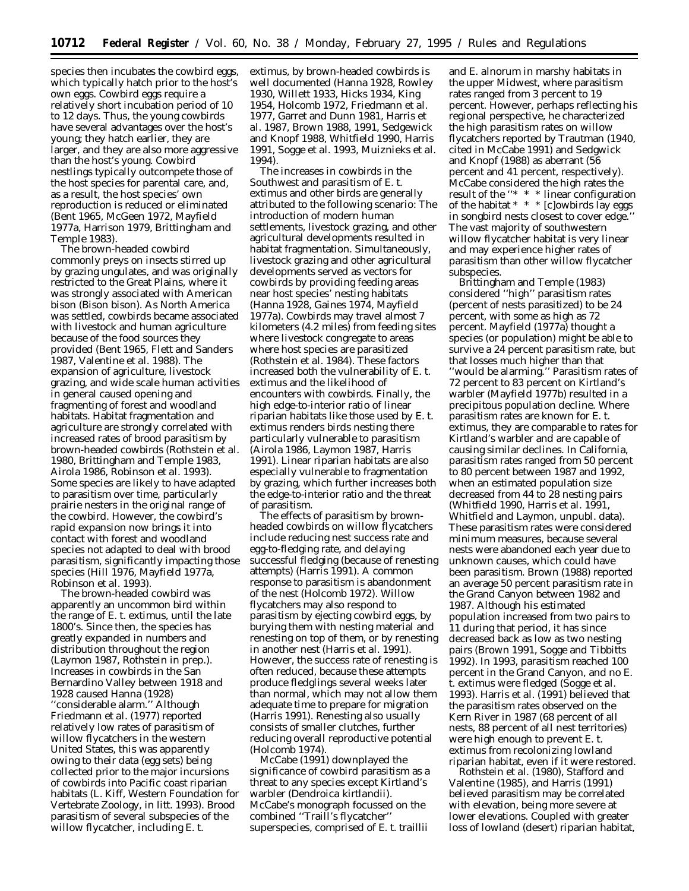species then incubates the cowbird eggs, which typically hatch prior to the host's own eggs. Cowbird eggs require a relatively short incubation period of 10 to 12 days. Thus, the young cowbirds have several advantages over the host's young; they hatch earlier, they are larger, and they are also more aggressive than the host's young. Cowbird nestlings typically outcompete those of the host species for parental care, and, as a result, the host species' own reproduction is reduced or eliminated (Bent 1965, McGeen 1972, Mayfield 1977a, Harrison 1979, Brittingham and Temple 1983).

The brown-headed cowbird commonly preys on insects stirred up by grazing ungulates, and was originally restricted to the Great Plains, where it was strongly associated with American bison (*Bison bison*). As North America was settled, cowbirds became associated with livestock and human agriculture because of the food sources they provided (Bent 1965, Flett and Sanders 1987, Valentine et al. 1988). The expansion of agriculture, livestock grazing, and wide scale human activities in general caused opening and fragmenting of forest and woodland habitats. Habitat fragmentation and agriculture are strongly correlated with increased rates of brood parasitism by brown-headed cowbirds (Rothstein et al. 1980, Brittingham and Temple 1983, Airola 1986, Robinson et al. 1993). Some species are likely to have adapted to parasitism over time, particularly prairie nesters in the original range of the cowbird. However, the cowbird's rapid expansion now brings it into contact with forest and woodland species not adapted to deal with brood parasitism, significantly impacting those species (Hill 1976, Mayfield 1977a, Robinson et al. 1993).

The brown-headed cowbird was apparently an uncommon bird within the range of *E. t. extimus*, until the late 1800's. Since then, the species has greatly expanded in numbers and distribution throughout the region (Laymon 1987, Rothstein in prep.). Increases in cowbirds in the San Bernardino Valley between 1918 and 1928 caused Hanna (1928) ''considerable alarm.'' Although Friedmann et al. (1977) reported relatively low rates of parasitism of willow flycatchers in the western United States, this was apparently owing to their data (egg sets) being collected prior to the major incursions of cowbirds into Pacific coast riparian habitats (L. Kiff, Western Foundation for Vertebrate Zoology, in litt. 1993). Brood parasitism of several subspecies of the willow flycatcher, including *E. t. extimus*, by brown-headed cowbirds is well documented (Hanna 1928, Rowley 1930, Willett 1933, Hicks 1934, King 1954, Holcomb 1972, Friedmann et al. 1977, Garret and Dunn 1981, Harris et al. 1987, Brown 1988, 1991, Sedgewick and Knopf 1988, Whitfield 1990, Harris 1991, Sogge et al. 1993, Muiznieks et al. 1994).

The increases in cowbirds in the Southwest and parasitism of *E. t. extimus* and other birds are generally attributed to the following scenario: The introduction of modern human settlements, livestock grazing, and other agricultural developments resulted in habitat fragmentation. Simultaneously, livestock grazing and other agricultural developments served as vectors for cowbirds by providing feeding areas near host species' nesting habitats (Hanna 1928, Gaines 1974, Mayfield 1977a). Cowbirds may travel almost 7 kilometers (4.2 miles) from feeding sites where livestock congregate to areas where host species are parasitized (Rothstein et al. 1984). These factors increased both the vulnerability of *E. t. extimus* and the likelihood of encounters with cowbirds. Finally, the high edge-to-interior ratio of linear riparian habitats like those used by *E. t. extimus* renders birds nesting there particularly vulnerable to parasitism (Airola 1986, Laymon 1987, Harris 1991). Linear riparian habitats are also especially vulnerable to fragmentation by grazing, which further increases both the edge-to-interior ratio and the threat of parasitism.

The effects of parasitism by brown-headed cowbirds on willow flycatchers include reducing nest success rate and egg-to-fledging rate, and delaying successful fledging (because of renesting attempts) (Harris 1991). A common response to parasitism is abandonment of the nest (Holcomb 1972). Willow flycatchers may also respond to parasitism by ejecting cowbird eggs, by burying them with nesting material and renesting on top of them, or by renesting in another nest (Harris et al. 1991). However, the success rate of renesting is often reduced, because these attempts produce fledglings several weeks later than normal, which may not allow them adequate time to prepare for migration (Harris 1991). Renesting also usually consists of smaller clutches, further reducing overall reproductive potential (Holcomb 1974).

McCabe (1991) downplayed the significance of cowbird parasitism as a threat to any species except Kirtland's warbler (*Dendroica kirtlandii*). McCabe's monograph focussed on the combined ''Traill's flycatcher'' superspecies, comprised of *E. t. traillii* and *E. alnorum* in marshy habitats in the upper Midwest, where parasitism rates ranged from 3 percent to 19 percent. However, perhaps reflecting his regional perspective, he characterized the high parasitism rates on willow flycatchers reported by Trautman (1940, cited in McCabe 1991) and Sedgwick and Knopf (1988) as aberrant (56 percent and 41 percent, respectively). McCabe considered the high rates the result of the ''* * * linear configuration of the habitat * * * [c]owbirds lay eggs in songbird nests closest to cover edge.'' The vast majority of southwestern willow flycatcher habitat is very linear and may experience higher rates of parasitism than other willow flycatcher subspecies.

Brittingham and Temple (1983) considered ''high'' parasitism rates (percent of nests parasitized) to be 24 percent, with some as high as 72 percent. Mayfield (1977a) thought a species (or population) might be able to survive a 24 percent parasitism rate, but that losses much higher than that ''would be alarming.'' Parasitism rates of 72 percent to 83 percent on Kirtland's warbler (Mayfield 1977b) resulted in a precipitous population decline. Where parasitism rates are known for *E. t. extimus*, they are comparable to rates for Kirtland's warbler and are capable of causing similar declines. In California, parasitism rates ranged from 50 percent to 80 percent between 1987 and 1992, when an estimated population size decreased from 44 to 28 nesting pairs (Whitfield 1990, Harris et al. 1991, Whitfield and Laymon, unpubl. data). These parasitism rates were considered minimum measures, because several nests were abandoned each year due to unknown causes, which could have been parasitism. Brown (1988) reported an average 50 percent parasitism rate in the Grand Canyon between 1982 and 1987. Although his estimated population increased from two pairs to 11 during that period, it has since decreased back as low as two nesting pairs (Brown 1991, Sogge and Tibbitts 1992). In 1993, parasitism reached 100 percent in the Grand Canyon, and no *E. t. extimus* were fledged (Sogge et al. 1993). Harris et al. (1991) believed that the parasitism rates observed on the Kern River in 1987 (68 percent of all nests, 88 percent of all nest territories) were high enough to prevent *E. t. extimus* from recolonizing lowland riparian habitat, even if it were restored.

Rothstein et al. (1980), Stafford and Valentine (1985), and Harris (1991) believed parasitism may be correlated with elevation, being more severe at lower elevations. Coupled with greater loss of lowland (desert) riparian habitat,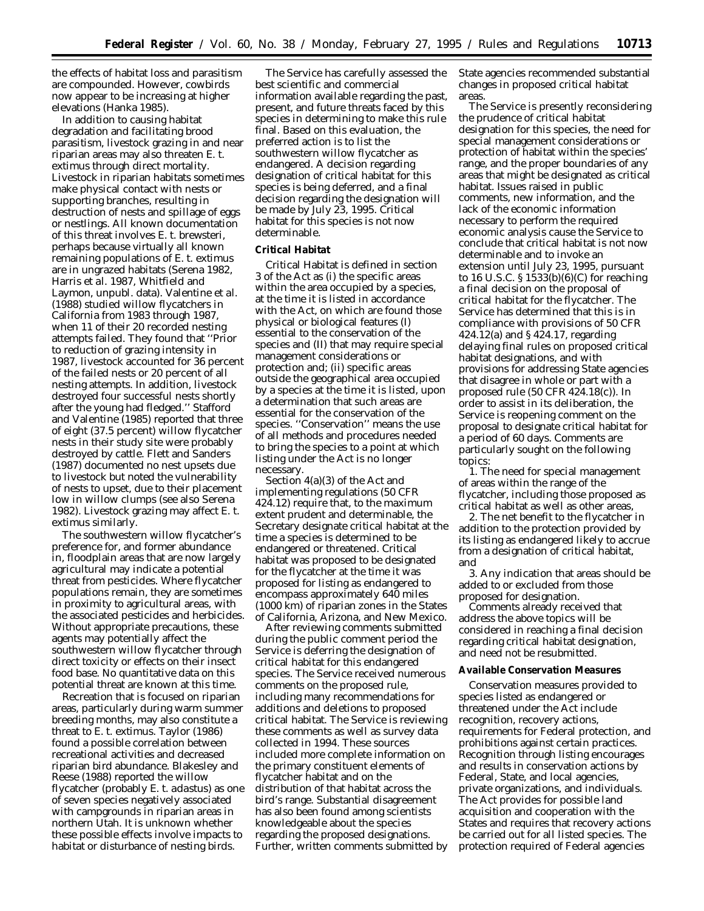the effects of habitat loss and parasitism are compounded. However, cowbirds now appear to be increasing at higher elevations (Hanka 1985).

In addition to causing habitat degradation and facilitating brood parasitism, livestock grazing in and near riparian areas may also threaten *E. t. extimus* through direct mortality. Livestock in riparian habitats sometimes make physical contact with nests or supporting branches, resulting in destruction of nests and spillage of eggs or nestlings. All known documentation of this threat involves *E. t. brewsteri*, perhaps because virtually all known remaining populations of *E. t. extimus* are in ungrazed habitats (Serena 1982, Harris *et al.* 1987, Whitfield and Laymon, unpubl. data). Valentine *et al.* (1988) studied willow flycatchers in California from 1983 through 1987, when 11 of their 20 recorded nesting attempts failed. They found that ''Prior to reduction of grazing intensity in 1987, livestock accounted for 36 percent of the failed nests or 20 percent of all nesting attempts. In addition, livestock destroyed four successful nests shortly after the young had fledged.'' Stafford and Valentine (1985) reported that three of eight (37.5 percent) willow flycatcher nests in their study site were probably destroyed by cattle. Flett and Sanders (1987) documented no nest upsets due to livestock but noted the vulnerability of nests to upset, due to their placement low in willow clumps (see also Serena 1982). Livestock grazing may affect *E. t. extimus* similarly.

The southwestern willow flycatcher's preference for, and former abundance in, floodplain areas that are now largely agricultural may indicate a potential threat from pesticides. Where flycatcher populations remain, they are sometimes in proximity to agricultural areas, with the associated pesticides and herbicides. Without appropriate precautions, these agents may potentially affect the southwestern willow flycatcher through direct toxicity or effects on their insect food base. No quantitative data on this potential threat are known at this time.

Recreation that is focused on riparian areas, particularly during warm summer breeding months, may also constitute a threat to *E. t. extimus*. Taylor (1986) found a possible correlation between recreational activities and decreased riparian bird abundance. Blakesley and Reese (1988) reported the willow flycatcher (probably *E. t. adastus*) as one of seven species negatively associated with campgrounds in riparian areas in northern Utah. It is unknown whether these possible effects involve impacts to habitat or disturbance of nesting birds.

The Service has carefully assessed the best scientific and commercial information available regarding the past, present, and future threats faced by this species in determining to make this rule final. Based on this evaluation, the preferred action is to list the southwestern willow flycatcher as endangered. A decision regarding designation of critical habitat for this species is being deferred, and a final decision regarding the designation will be made by July 23, 1995. Critical habitat for this species is not now determinable.

## Critical Habitat

Critical Habitat is defined in section 3 of the Act as (i) the specific areas within the area occupied by a species, at the time it is listed in accordance with the Act, on which are found those physical or biological features (I) essential to the conservation of the species and (II) that may require special management considerations or protection and; (ii) specific areas outside the geographical area occupied by a species at the time it is listed, upon a determination that such areas are essential for the conservation of the species. ''Conservation'' means the use of all methods and procedures needed to bring the species to a point at which listing under the Act is no longer necessary.

Section 4(a)(3) of the Act and implementing regulations (50 CFR 424.12) require that, to the maximum extent prudent and determinable, the Secretary designate critical habitat at the time a species is determined to be endangered or threatened. Critical habitat was proposed to be designated for the flycatcher at the time it was proposed for listing as endangered to encompass approximately 640 miles (1000 km) of riparian zones in the States of California, Arizona, and New Mexico.

After reviewing comments submitted during the public comment period the Service is deferring the designation of critical habitat for this endangered species. The Service received numerous comments on the proposed rule, including many recommendations for additions and deletions to proposed critical habitat. The Service is reviewing these comments as well as survey data collected in 1994. These sources included more complete information on the primary constituent elements of flycatcher habitat and on the distribution of that habitat across the bird's range. Substantial disagreement has also been found among scientists knowledgeable about the species regarding the proposed designations. Further, written comments submitted by State agencies recommended substantial changes in proposed critical habitat areas.

The Service is presently reconsidering the prudence of critical habitat designation for this species, the need for special management considerations or protection of habitat within the species' range, and the proper boundaries of any areas that might be designated as critical habitat. Issues raised in public comments, new information, and the lack of the economic information necessary to perform the required economic analysis cause the Service to conclude that critical habitat is not now determinable and to invoke an extension until July 23, 1995, pursuant to 16 U.S.C. § 1533(b)(6)(C) for reaching a final decision on the proposal of critical habitat for the flycatcher. The Service has determined that this is in compliance with provisions of 50 CFR 424.12(a) and § 424.17, regarding delaying final rules on proposed critical habitat designations, and with provisions for addressing State agencies that disagree in whole or part with a proposed rule (50 CFR 424.18(c)). In order to assist in its deliberation, the Service is reopening comment on the proposal to designate critical habitat for a period of 60 days. Comments are particularly sought on the following topics:

1. The need for special management of areas within the range of the flycatcher, including those proposed as critical habitat as well as other areas,
2. The net benefit to the flycatcher in addition to the protection provided by its listing as endangered likely to accrue from a designation of critical habitat, and
3. Any indication that areas should be added to or excluded from those proposed for designation.

Comments already received that address the above topics will be considered in reaching a final decision regarding critical habitat designation, and need not be resubmitted.

## Available Conservation Measures

Conservation measures provided to species listed as endangered or threatened under the Act include recognition, recovery actions, requirements for Federal protection, and prohibitions against certain practices. Recognition through listing encourages and results in conservation actions by Federal, State, and local agencies, private organizations, and individuals. The Act provides for possible land acquisition and cooperation with the States and requires that recovery actions be carried out for all listed species. The protection required of Federal agencies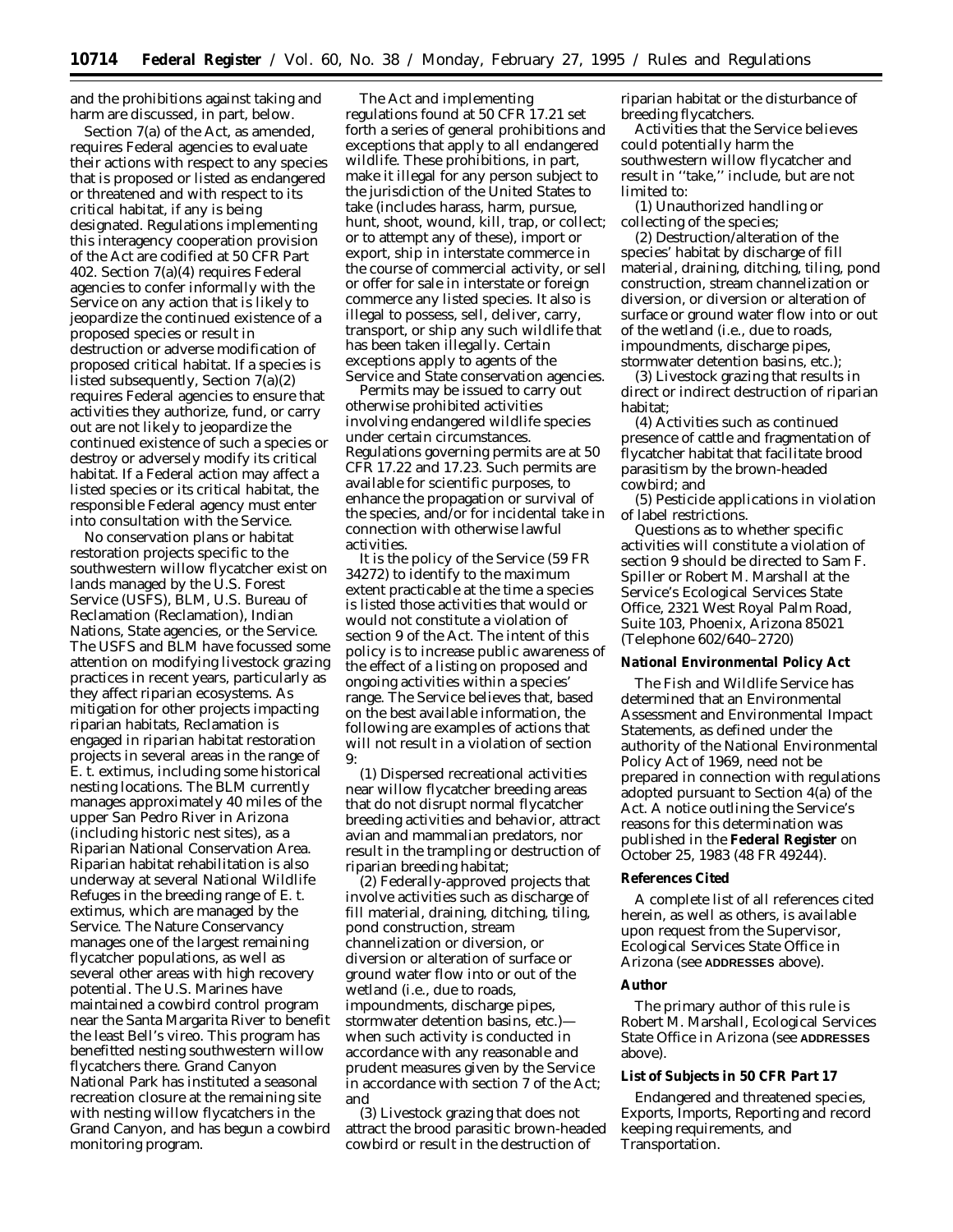and the prohibitions against taking and harm are discussed, in part, below.

Section 7(a) of the Act, as amended, requires Federal agencies to evaluate their actions with respect to any species that is proposed or listed as endangered or threatened and with respect to its critical habitat, if any is being designated. Regulations implementing this interagency cooperation provision of the Act are codified at 50 CFR Part 402. Section 7(a)(4) requires Federal agencies to confer informally with the Service on any action that is likely to jeopardize the continued existence of a proposed species or result in destruction or adverse modification of proposed critical habitat. If a species is listed subsequently, Section 7(a)(2) requires Federal agencies to ensure that activities they authorize, fund, or carry out are not likely to jeopardize the continued existence of such a species or destroy or adversely modify its critical habitat. If a Federal action may affect a listed species or its critical habitat, the responsible Federal agency must enter into consultation with the Service.

No conservation plans or habitat restoration projects specific to the southwestern willow flycatcher exist on lands managed by the U.S. Forest Service (USFS), BLM, U.S. Bureau of Reclamation (Reclamation), Indian Nations, State agencies, or the Service. The USFS and BLM have focussed some attention on modifying livestock grazing practices in recent years, particularly as they affect riparian ecosystems. As mitigation for other projects impacting riparian habitats, Reclamation is engaged in riparian habitat restoration projects in several areas in the range of *E. t. extimus*, including some historical nesting locations. The BLM currently manages approximately 40 miles of the upper San Pedro River in Arizona (including historic nest sites), as a Riparian National Conservation Area. Riparian habitat rehabilitation is also underway at several National Wildlife Refuges in the breeding range of *E. t. extimus*, which are managed by the Service. The Nature Conservancy manages one of the largest remaining flycatcher populations, as well as several other areas with high recovery potential. The U.S. Marines have maintained a cowbird control program near the Santa Margarita River to benefit the least Bell's vireo. This program has benefitted nesting southwestern willow flycatchers there. Grand Canyon National Park has instituted a seasonal recreation closure at the remaining site with nesting willow flycatchers in the Grand Canyon, and has begun a cowbird monitoring program.

The Act and implementing regulations found at 50 CFR 17.21 set forth a series of general prohibitions and exceptions that apply to all endangered wildlife. These prohibitions, in part, make it illegal for any person subject to the jurisdiction of the United States to take (includes harass, harm, pursue, hunt, shoot, wound, kill, trap, or collect; or to attempt any of these), import or export, ship in interstate commerce in the course of commercial activity, or sell or offer for sale in interstate or foreign commerce any listed species. It also is illegal to possess, sell, deliver, carry, transport, or ship any such wildlife that has been taken illegally. Certain exceptions apply to agents of the Service and State conservation agencies.

Permits may be issued to carry out otherwise prohibited activities involving endangered wildlife species under certain circumstances. Regulations governing permits are at 50 CFR 17.22 and 17.23. Such permits are available for scientific purposes, to enhance the propagation or survival of the species, and/or for incidental take in connection with otherwise lawful activities.

It is the policy of the Service (59 FR 34272) to identify to the maximum extent practicable at the time a species is listed those activities that would or would not constitute a violation of section 9 of the Act. The intent of this policy is to increase public awareness of the effect of a listing on proposed and ongoing activities within a species' range. The Service believes that, based on the best available information, the following are examples of actions that will not result in a violation of section 9:

(1) Dispersed recreational activities near willow flycatcher breeding areas that do not disrupt normal flycatcher breeding activities and behavior, attract avian and mammalian predators, nor result in the trampling or destruction of riparian breeding habitat;

(2) Federally-approved projects that involve activities such as discharge of fill material, draining, ditching, tiling, pond construction, stream channelization or diversion, or diversion or alteration of surface or ground water flow into or out of the wetland (i.e., due to roads, impoundments, discharge pipes, stormwater detention basins, etc.)—when such activity is conducted in accordance with any reasonable and prudent measures given by the Service in accordance with section 7 of the Act; and

(3) Livestock grazing that does not attract the brood parasitic brown-headed cowbird or result in the destruction of riparian habitat or the disturbance of breeding flycatchers.

Activities that the Service believes could potentially harm the southwestern willow flycatcher and result in "take," include, but are not limited to:

(1) Unauthorized handling or collecting of the species;

(2) Destruction/alteration of the species' habitat by discharge of fill material, draining, ditching, tiling, pond construction, stream channelization or diversion, or diversion or alteration of surface or ground water flow into or out of the wetland (i.e., due to roads, impoundments, discharge pipes, stormwater detention basins, etc.);

(3) Livestock grazing that results in direct or indirect destruction of riparian habitat;

(4) Activities such as continued presence of cattle and fragmentation of flycatcher habitat that facilitate brood parasitism by the brown-headed cowbird; and

(5) Pesticide applications in violation of label restrictions.

Questions as to whether specific activities will constitute a violation of section 9 should be directed to Sam F. Spiller or Robert M. Marshall at the Service's Ecological Services State Office, 2321 West Royal Palm Road, Suite 103, Phoenix, Arizona 85021 (Telephone 602/640–2720)

**National Environmental Policy Act**

The Fish and Wildlife Service has determined that an Environmental Assessment and Environmental Impact Statements, as defined under the authority of the National Environmental Policy Act of 1969, need not be prepared in connection with regulations adopted pursuant to Section 4(a) of the Act. A notice outlining the Service's reasons for this determination was published in the **Federal Register** on October 25, 1983 (48 FR 49244).

**References Cited**

A complete list of all references cited herein, as well as others, is available upon request from the Supervisor, Ecological Services State Office in Arizona (see ADDRESSES above).

**Author**

The primary author of this rule is Robert M. Marshall, Ecological Services State Office in Arizona (see ADDRESSES above).

**List of Subjects in 50 CFR Part 17**

Endangered and threatened species, Exports, Imports, Reporting and record keeping requirements, and Transportation.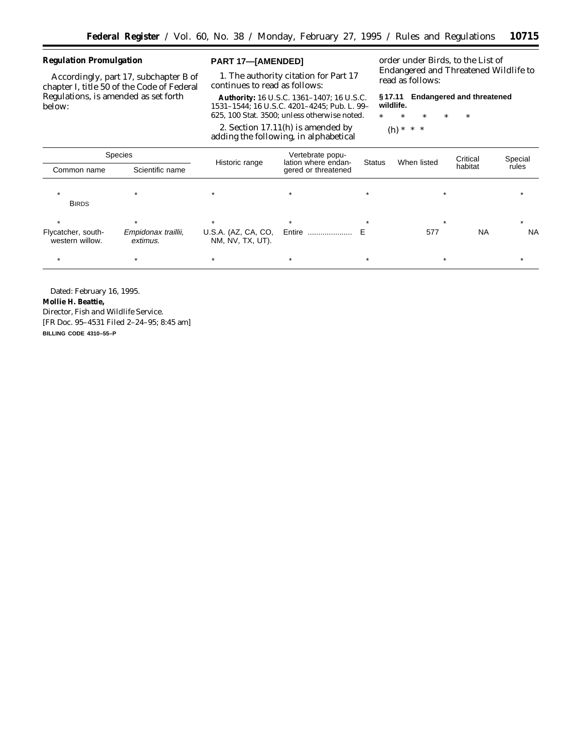### Regulation Promulgation

Accordingly, part 17, subchapter B of chapter I, title 50 of the Code of Federal Regulations, is amended as set forth below:

## PART 17—[AMENDED]

1. The authority citation for Part 17 continues to read as follows:

**Authority:** 16 U.S.C. 1361–1407; 16 U.S.C. 1531–1544; 16 U.S.C. 4201–4245; Pub. L. 99–625, 100 Stat. 3500; unless otherwise noted.

2. Section 17.11(h) is amended by adding the following, in alphabetical order under Birds, to the List of Endangered and Threatened Wildlife to read as follows:

**§ 17.11 Endangered and threatened wildlife.**

\* \* \* \* \*

(h) \* \* \*

| Species | | Historic range | Vertebrate population where endangered or threatened | Status | When listed | Critical habitat | Special rules |
|---|---|---|---|---|---|---|---|
| Common name | Scientific name | | | | | | |
| * | * | * | * | * | * | | * |
| BIRDS | | | | | | | |
| * | * | * | * | * | * | | * |
| Flycatcher, southwestern willow. | *Empidonax traillii, extimus.* | U.S.A. (AZ, CA, CO, NM, NV, TX, UT). | Entire .................... | E | 577 | NA | NA |
| * | * | * | * | * | * | | * |

Dated: February 16, 1995.

**Mollie H. Beattie,**

*Director, Fish and Wildlife Service.*

[FR Doc. 95–4531 Filed 2–24–95; 8:45 am]

**BILLING CODE 4310–55–P**